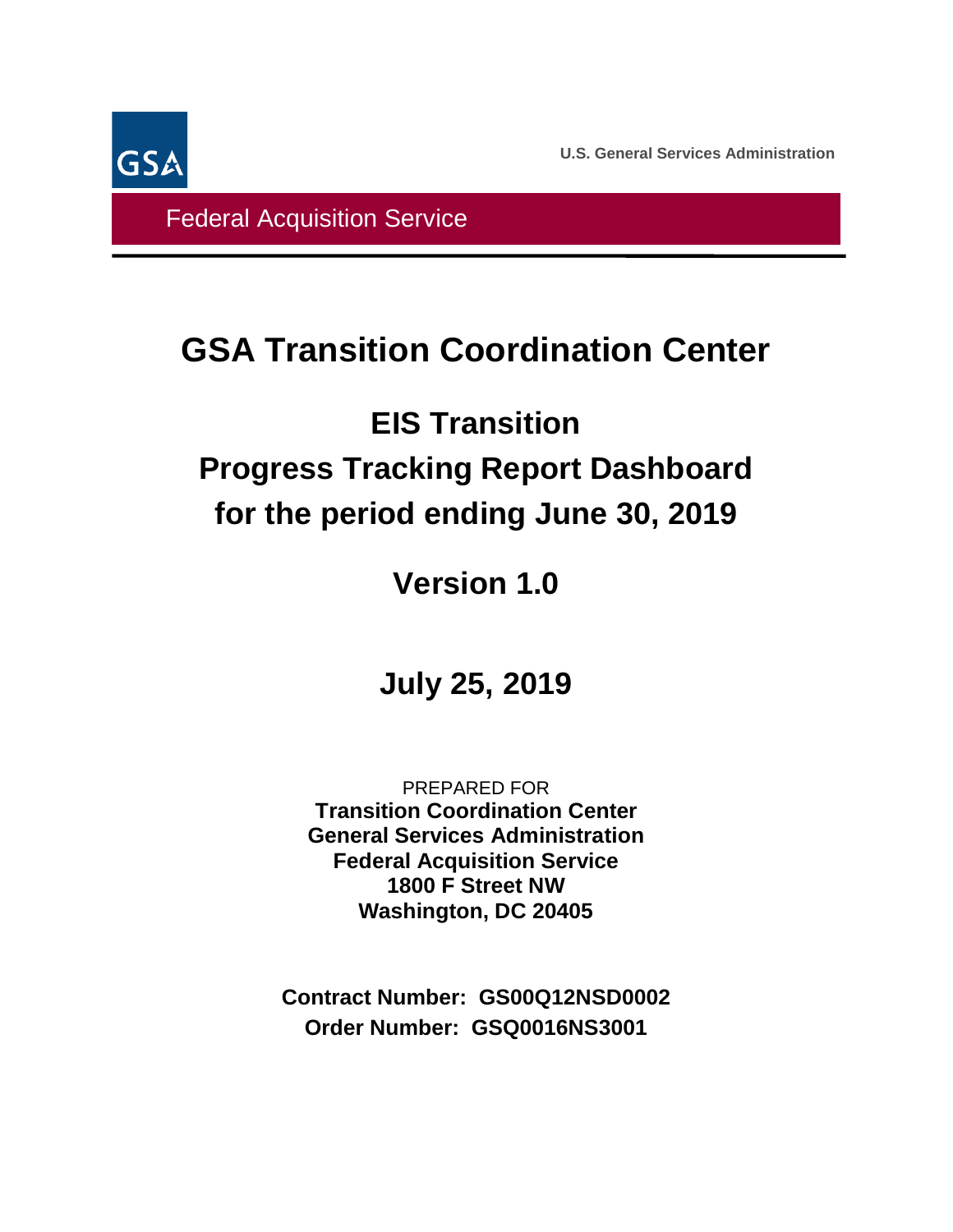GSA

U.S. General Services Administration

Federal Acquisition Service

# GSA Transition Coordination Center

## EIS Transition
## Progress Tracking Report Dashboard
## for the period ending June 30, 2019

## Version 1.0

## July 25, 2019

PREPARED FOR
**Transition Coordination Center**
**General Services Administration**
**Federal Acquisition Service**
**1800 F Street NW**
**Washington, DC 20405**

**Contract Number: GS00Q12NSD0002**
**Order Number: GSQ0016NS3001**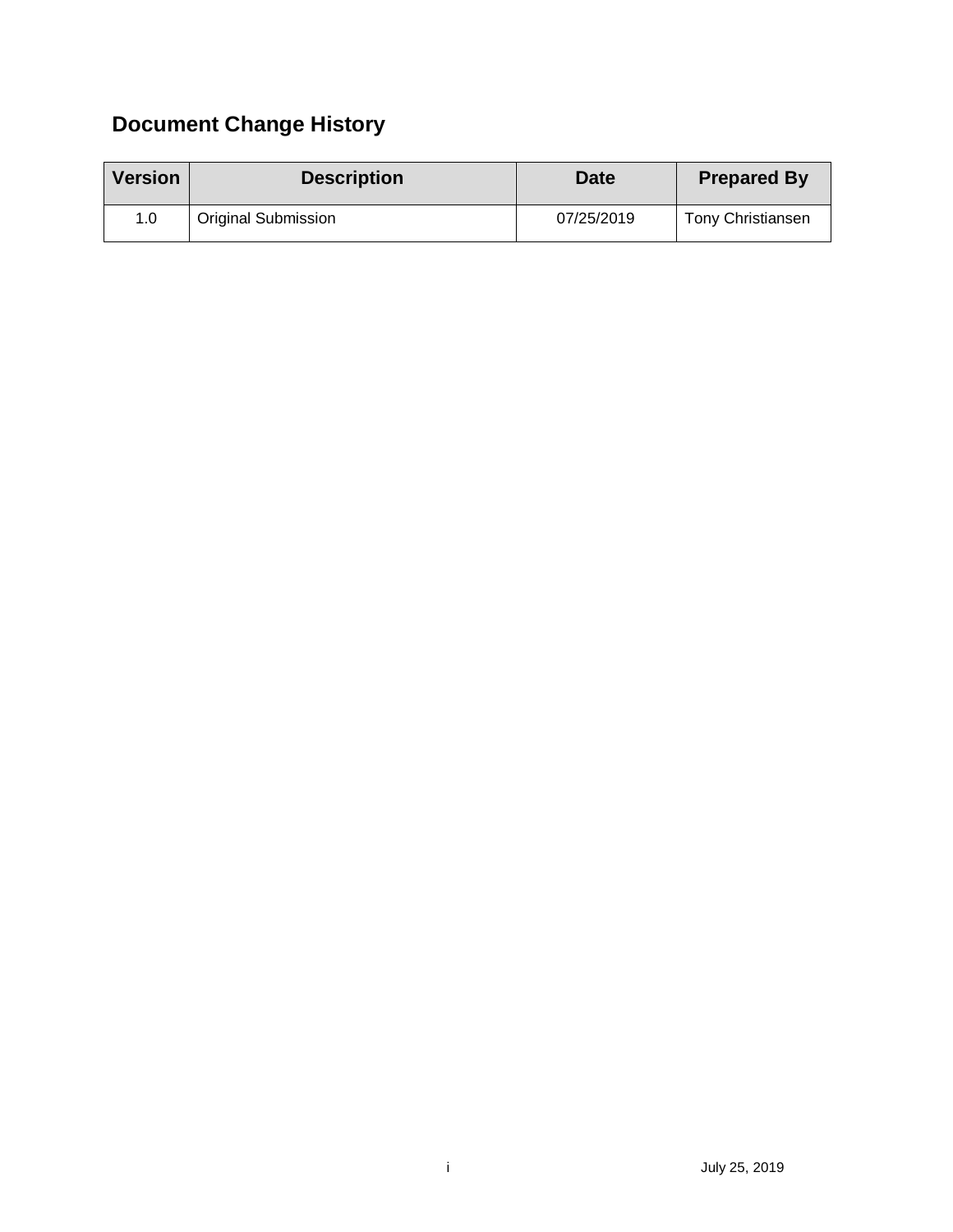## Document Change History

| Version | Description | Date | Prepared By |
| --- | --- | --- | --- |
| 1.0 | Original Submission | 07/25/2019 | Tony Christiansen |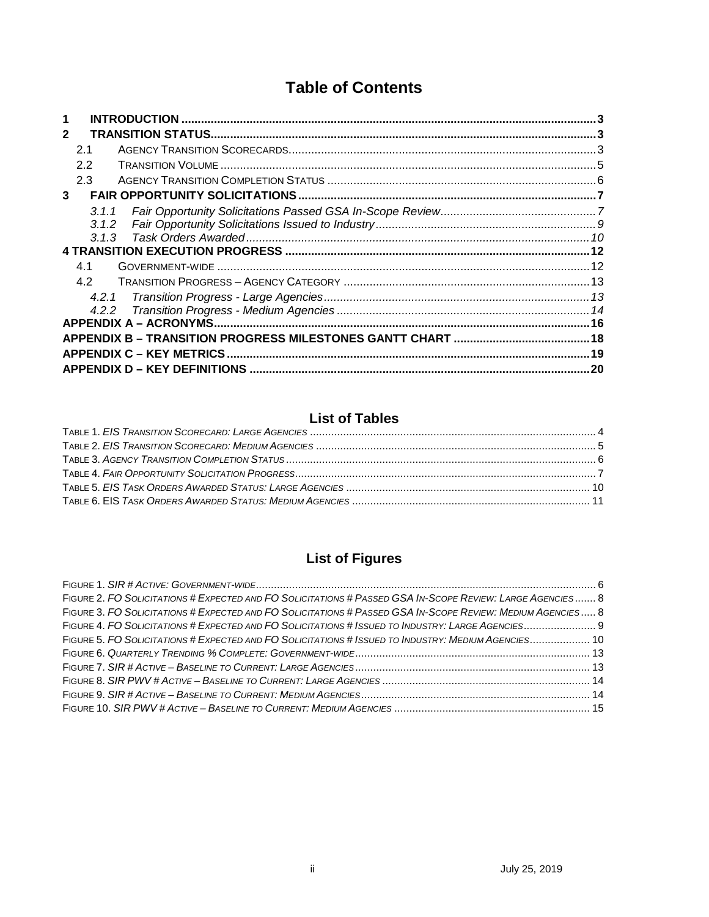# Table of Contents

1 INTRODUCTION ........ 3
2 TRANSITION STATUS ........ 3
  2.1 AGENCY TRANSITION SCORECARDS ........ 3
  2.2 TRANSITION VOLUME ........ 5
  2.3 AGENCY TRANSITION COMPLETION STATUS ........ 6
3 FAIR OPPORTUNITY SOLICITATIONS ........ 7
  *3.1.1 Fair Opportunity Solicitations Passed GSA In-Scope Review ........ 7*
  *3.1.2 Fair Opportunity Solicitations Issued to Industry ........ 9*
  *3.1.3 Task Orders Awarded ........ 10*
4 TRANSITION EXECUTION PROGRESS ........ 12
  4.1 GOVERNMENT-WIDE ........ 12
  4.2 TRANSITION PROGRESS – AGENCY CATEGORY ........ 13
  *4.2.1 Transition Progress - Large Agencies ........ 13*
  *4.2.2 Transition Progress - Medium Agencies ........ 14*
APPENDIX A – ACRONYMS ........ 16
APPENDIX B – TRANSITION PROGRESS MILESTONES GANTT CHART ........ 18
APPENDIX C – KEY METRICS ........ 19
APPENDIX D – KEY DEFINITIONS ........ 20

## List of Tables

TABLE 1. *EIS TRANSITION SCORECARD: LARGE AGENCIES* ........ 4
TABLE 2. *EIS TRANSITION SCORECARD: MEDIUM AGENCIES* ........ 5
TABLE 3. *AGENCY TRANSITION COMPLETION STATUS* ........ 6
TABLE 4. *FAIR OPPORTUNITY SOLICITATION PROGRESS* ........ 7
TABLE 5. *EIS TASK ORDERS AWARDED STATUS: LARGE AGENCIES* ........ 10
TABLE 6. EIS *TASK ORDERS AWARDED STATUS: MEDIUM AGENCIES* ........ 11

## List of Figures

FIGURE 1. *SIR # ACTIVE: GOVERNMENT-WIDE* ........ 6
FIGURE 2. *FO SOLICITATIONS # EXPECTED AND FO SOLICITATIONS # PASSED GSA IN-SCOPE REVIEW: LARGE AGENCIES* ........ 8
FIGURE 3. *FO SOLICITATIONS # EXPECTED AND FO SOLICITATIONS # PASSED GSA IN-SCOPE REVIEW: MEDIUM AGENCIES* ........ 8
FIGURE 4. *FO SOLICITATIONS # EXPECTED AND FO SOLICITATIONS # ISSUED TO INDUSTRY: LARGE AGENCIES* ........ 9
FIGURE 5. *FO SOLICITATIONS # EXPECTED AND FO SOLICITATIONS # ISSUED TO INDUSTRY: MEDIUM AGENCIES* ........ 10
FIGURE 6. *QUARTERLY TRENDING % COMPLETE: GOVERNMENT-WIDE* ........ 13
FIGURE 7. *SIR # ACTIVE – BASELINE TO CURRENT: LARGE AGENCIES* ........ 13
FIGURE 8. *SIR PWV # ACTIVE – BASELINE TO CURRENT: LARGE AGENCIES* ........ 14
FIGURE 9. *SIR # ACTIVE – BASELINE TO CURRENT: MEDIUM AGENCIES* ........ 14
FIGURE 10. *SIR PWV # ACTIVE – BASELINE TO CURRENT: MEDIUM AGENCIES* ........ 15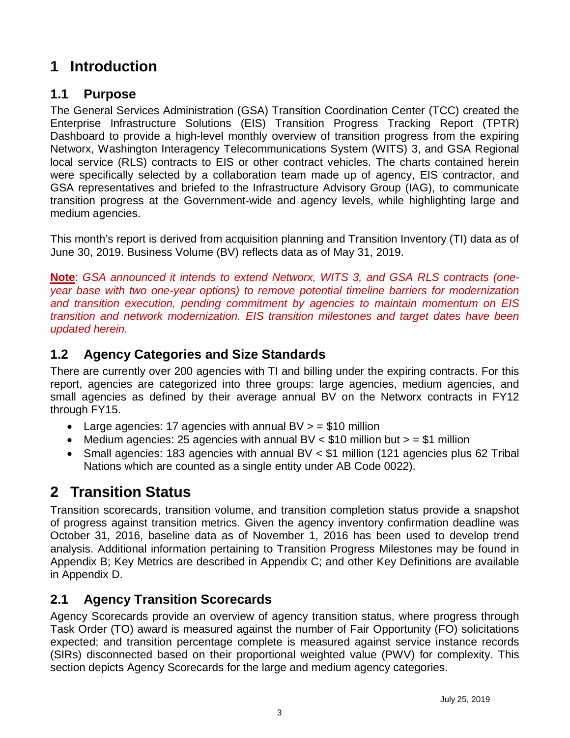# 1 Introduction

## 1.1 Purpose

The General Services Administration (GSA) Transition Coordination Center (TCC) created the Enterprise Infrastructure Solutions (EIS) Transition Progress Tracking Report (TPTR) Dashboard to provide a high-level monthly overview of transition progress from the expiring Networx, Washington Interagency Telecommunications System (WITS) 3, and GSA Regional local service (RLS) contracts to EIS or other contract vehicles. The charts contained herein were specifically selected by a collaboration team made up of agency, EIS contractor, and GSA representatives and briefed to the Infrastructure Advisory Group (IAG), to communicate transition progress at the Government-wide and agency levels, while highlighting large and medium agencies.

This month's report is derived from acquisition planning and Transition Inventory (TI) data as of June 30, 2019. Business Volume (BV) reflects data as of May 31, 2019.

**Note**: *GSA announced it intends to extend Networx, WITS 3, and GSA RLS contracts (one-year base with two one-year options) to remove potential timeline barriers for modernization and transition execution, pending commitment by agencies to maintain momentum on EIS transition and network modernization. EIS transition milestones and target dates have been updated herein.*

## 1.2 Agency Categories and Size Standards

There are currently over 200 agencies with TI and billing under the expiring contracts. For this report, agencies are categorized into three groups: large agencies, medium agencies, and small agencies as defined by their average annual BV on the Networx contracts in FY12 through FY15.

- Large agencies: 17 agencies with annual BV > = $10 million
- Medium agencies: 25 agencies with annual BV < $10 million but > = $1 million
- Small agencies: 183 agencies with annual BV < $1 million (121 agencies plus 62 Tribal Nations which are counted as a single entity under AB Code 0022).

# 2 Transition Status

Transition scorecards, transition volume, and transition completion status provide a snapshot of progress against transition metrics. Given the agency inventory confirmation deadline was October 31, 2016, baseline data as of November 1, 2016 has been used to develop trend analysis. Additional information pertaining to Transition Progress Milestones may be found in Appendix B; Key Metrics are described in Appendix C; and other Key Definitions are available in Appendix D.

## 2.1 Agency Transition Scorecards

Agency Scorecards provide an overview of agency transition status, where progress through Task Order (TO) award is measured against the number of Fair Opportunity (FO) solicitations expected; and transition percentage complete is measured against service instance records (SIRs) disconnected based on their proportional weighted value (PWV) for complexity. This section depicts Agency Scorecards for the large and medium agency categories.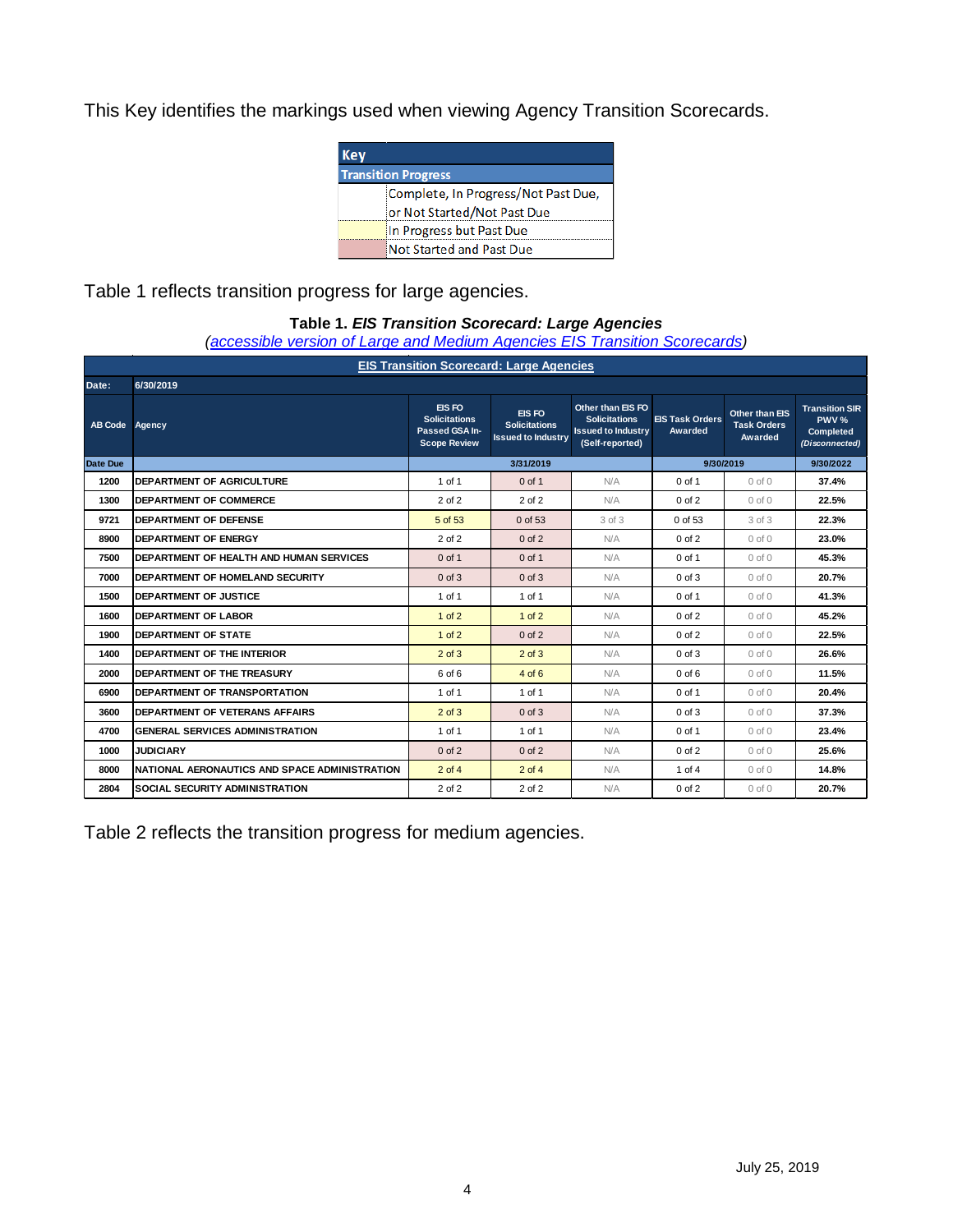This Key identifies the markings used when viewing Agency Transition Scorecards.

| Key | |
|---|---|
| **Transition Progress** | |
| | Complete, In Progress/Not Past Due, or Not Started/Not Past Due |
| | In Progress but Past Due |
| | Not Started and Past Due |

Table 1 reflects transition progress for large agencies.

**Table 1. *EIS Transition Scorecard: Large Agencies***
*(accessible version of Large and Medium Agencies EIS Transition Scorecards)*

| EIS Transition Scorecard: Large Agencies | | | | | | | | |
|---|---|---|---|---|---|---|---|---|
| **Date:** | **6/30/2019** | | | | | | | |
| **AB Code** | **Agency** | **EIS FO Solicitations Passed GSA In-Scope Review** | **EIS FO Solicitations Issued to Industry** | **Other than EIS FO Solicitations Issued to Industry (Self-reported)** | **EIS Task Orders Awarded** | **Other than EIS Task Orders Awarded** | **Transition SIR PWV % Completed *(Disconnected)*** |
| **Date Due** | | **3/31/2019** | | | **9/30/2019** | | **9/30/2022** |
| 1200 | DEPARTMENT OF AGRICULTURE | 1 of 1 | 0 of 1 | N/A | 0 of 1 | 0 of 0 | 37.4% |
| 1300 | DEPARTMENT OF COMMERCE | 2 of 2 | 2 of 2 | N/A | 0 of 2 | 0 of 0 | 22.5% |
| 9721 | DEPARTMENT OF DEFENSE | 5 of 53 | 0 of 53 | 3 of 3 | 0 of 53 | 3 of 3 | 22.3% |
| 8900 | DEPARTMENT OF ENERGY | 2 of 2 | 0 of 2 | N/A | 0 of 2 | 0 of 0 | 23.0% |
| 7500 | DEPARTMENT OF HEALTH AND HUMAN SERVICES | 0 of 1 | 0 of 1 | N/A | 0 of 1 | 0 of 0 | 45.3% |
| 7000 | DEPARTMENT OF HOMELAND SECURITY | 0 of 3 | 0 of 3 | N/A | 0 of 3 | 0 of 0 | 20.7% |
| 1500 | DEPARTMENT OF JUSTICE | 1 of 1 | 1 of 1 | N/A | 0 of 1 | 0 of 0 | 41.3% |
| 1600 | DEPARTMENT OF LABOR | 1 of 2 | 1 of 2 | N/A | 0 of 2 | 0 of 0 | 45.2% |
| 1900 | DEPARTMENT OF STATE | 1 of 2 | 0 of 2 | N/A | 0 of 2 | 0 of 0 | 22.5% |
| 1400 | DEPARTMENT OF THE INTERIOR | 2 of 3 | 2 of 3 | N/A | 0 of 3 | 0 of 0 | 26.6% |
| 2000 | DEPARTMENT OF THE TREASURY | 6 of 6 | 4 of 6 | N/A | 0 of 6 | 0 of 0 | 11.5% |
| 6900 | DEPARTMENT OF TRANSPORTATION | 1 of 1 | 1 of 1 | N/A | 0 of 1 | 0 of 0 | 20.4% |
| 3600 | DEPARTMENT OF VETERANS AFFAIRS | 2 of 3 | 0 of 3 | N/A | 0 of 3 | 0 of 0 | 37.3% |
| 4700 | GENERAL SERVICES ADMINISTRATION | 1 of 1 | 1 of 1 | N/A | 0 of 1 | 0 of 0 | 23.4% |
| 1000 | JUDICIARY | 0 of 2 | 0 of 2 | N/A | 0 of 2 | 0 of 0 | 25.6% |
| 8000 | NATIONAL AERONAUTICS AND SPACE ADMINISTRATION | 2 of 4 | 2 of 4 | N/A | 1 of 4 | 0 of 0 | 14.8% |
| 2804 | SOCIAL SECURITY ADMINISTRATION | 2 of 2 | 2 of 2 | N/A | 0 of 2 | 0 of 0 | 20.7% |

Table 2 reflects the transition progress for medium agencies.

July 25, 2019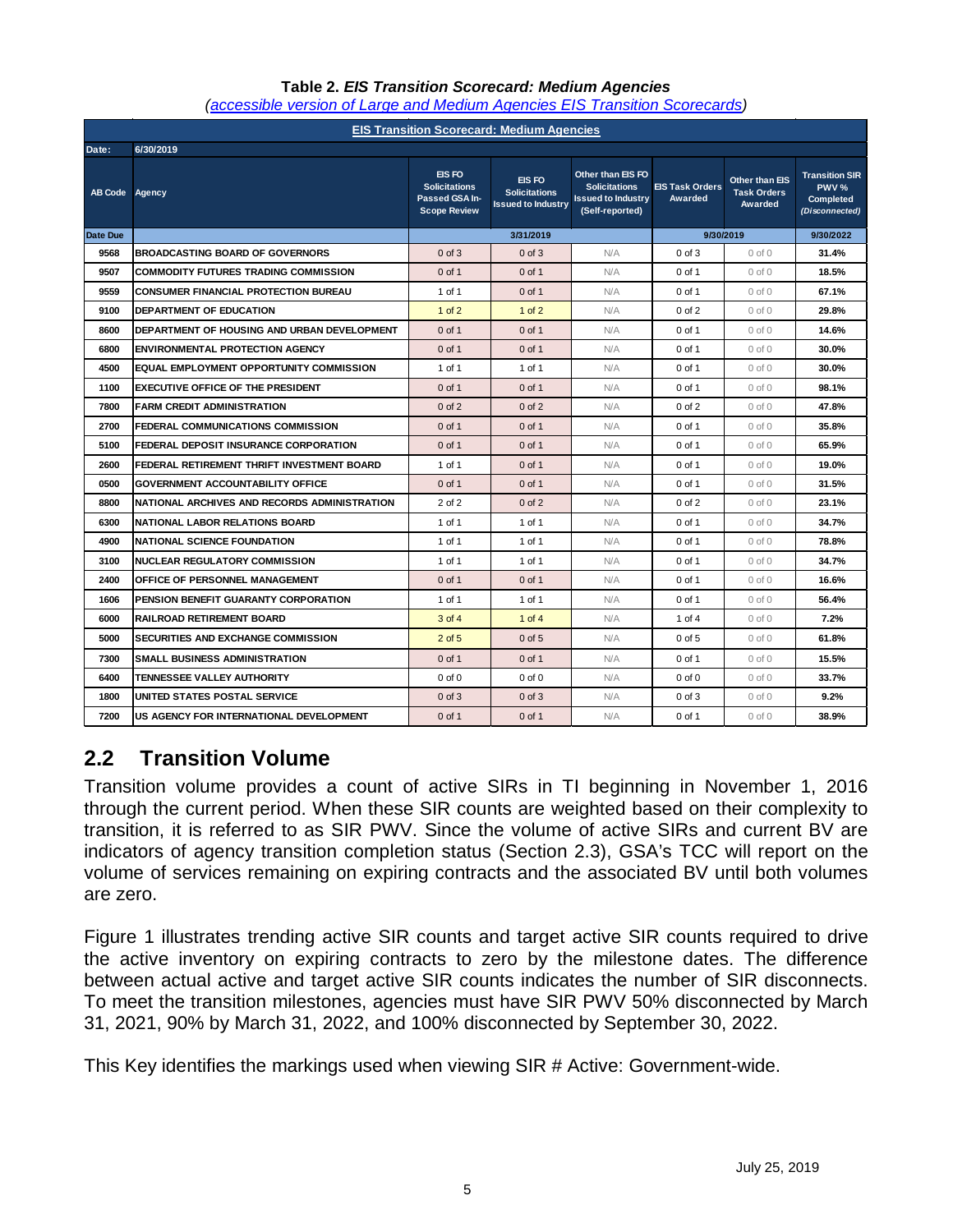**Table 2. *EIS Transition Scorecard: Medium Agencies***
*(accessible version of Large and Medium Agencies EIS Transition Scorecards)*

| EIS Transition Scorecard: Medium Agencies | | | | | | | |
|---|---|---|---|---|---|---|---|
| Date: | 6/30/2019 | | | | | | |
| AB Code | Agency | EIS FO Solicitations Passed GSA In-Scope Review | EIS FO Solicitations Issued to Industry | Other than EIS FO Solicitations Issued to Industry (Self-reported) | EIS Task Orders Awarded | Other than EIS Task Orders Awarded | Transition SIR PWV % Completed *(Disconnected)* |
| Date Due | | 3/31/2019 | | | 9/30/2019 | | 9/30/2022 |
| 9568 | BROADCASTING BOARD OF GOVERNORS | 0 of 3 | 0 of 3 | N/A | 0 of 3 | 0 of 0 | 31.4% |
| 9507 | COMMODITY FUTURES TRADING COMMISSION | 0 of 1 | 0 of 1 | N/A | 0 of 1 | 0 of 0 | 18.5% |
| 9559 | CONSUMER FINANCIAL PROTECTION BUREAU | 1 of 1 | 0 of 1 | N/A | 0 of 1 | 0 of 0 | 67.1% |
| 9100 | DEPARTMENT OF EDUCATION | 1 of 2 | 1 of 2 | N/A | 0 of 2 | 0 of 0 | 29.8% |
| 8600 | DEPARTMENT OF HOUSING AND URBAN DEVELOPMENT | 0 of 1 | 0 of 1 | N/A | 0 of 1 | 0 of 0 | 14.6% |
| 6800 | ENVIRONMENTAL PROTECTION AGENCY | 0 of 1 | 0 of 1 | N/A | 0 of 1 | 0 of 0 | 30.0% |
| 4500 | EQUAL EMPLOYMENT OPPORTUNITY COMMISSION | 1 of 1 | 1 of 1 | N/A | 0 of 1 | 0 of 0 | 30.0% |
| 1100 | EXECUTIVE OFFICE OF THE PRESIDENT | 0 of 1 | 0 of 1 | N/A | 0 of 1 | 0 of 0 | 98.1% |
| 7800 | FARM CREDIT ADMINISTRATION | 0 of 2 | 0 of 2 | N/A | 0 of 2 | 0 of 0 | 47.8% |
| 2700 | FEDERAL COMMUNICATIONS COMMISSION | 0 of 1 | 0 of 1 | N/A | 0 of 1 | 0 of 0 | 35.8% |
| 5100 | FEDERAL DEPOSIT INSURANCE CORPORATION | 0 of 1 | 0 of 1 | N/A | 0 of 1 | 0 of 0 | 65.9% |
| 2600 | FEDERAL RETIREMENT THRIFT INVESTMENT BOARD | 1 of 1 | 0 of 1 | N/A | 0 of 1 | 0 of 0 | 19.0% |
| 0500 | GOVERNMENT ACCOUNTABILITY OFFICE | 0 of 1 | 0 of 1 | N/A | 0 of 1 | 0 of 0 | 31.5% |
| 8800 | NATIONAL ARCHIVES AND RECORDS ADMINISTRATION | 2 of 2 | 0 of 2 | N/A | 0 of 2 | 0 of 0 | 23.1% |
| 6300 | NATIONAL LABOR RELATIONS BOARD | 1 of 1 | 1 of 1 | N/A | 0 of 1 | 0 of 0 | 34.7% |
| 4900 | NATIONAL SCIENCE FOUNDATION | 1 of 1 | 1 of 1 | N/A | 0 of 1 | 0 of 0 | 78.8% |
| 3100 | NUCLEAR REGULATORY COMMISSION | 1 of 1 | 1 of 1 | N/A | 0 of 1 | 0 of 0 | 34.7% |
| 2400 | OFFICE OF PERSONNEL MANAGEMENT | 0 of 1 | 0 of 1 | N/A | 0 of 1 | 0 of 0 | 16.6% |
| 1606 | PENSION BENEFIT GUARANTY CORPORATION | 1 of 1 | 1 of 1 | N/A | 0 of 1 | 0 of 0 | 56.4% |
| 6000 | RAILROAD RETIREMENT BOARD | 3 of 4 | 1 of 4 | N/A | 1 of 4 | 0 of 0 | 7.2% |
| 5000 | SECURITIES AND EXCHANGE COMMISSION | 2 of 5 | 0 of 5 | N/A | 0 of 5 | 0 of 0 | 61.8% |
| 7300 | SMALL BUSINESS ADMINISTRATION | 0 of 1 | 0 of 1 | N/A | 0 of 1 | 0 of 0 | 15.5% |
| 6400 | TENNESSEE VALLEY AUTHORITY | 0 of 0 | 0 of 0 | N/A | 0 of 0 | 0 of 0 | 33.7% |
| 1800 | UNITED STATES POSTAL SERVICE | 0 of 3 | 0 of 3 | N/A | 0 of 3 | 0 of 0 | 9.2% |
| 7200 | US AGENCY FOR INTERNATIONAL DEVELOPMENT | 0 of 1 | 0 of 1 | N/A | 0 of 1 | 0 of 0 | 38.9% |

## 2.2 Transition Volume

Transition volume provides a count of active SIRs in TI beginning in November 1, 2016 through the current period. When these SIR counts are weighted based on their complexity to transition, it is referred to as SIR PWV. Since the volume of active SIRs and current BV are indicators of agency transition completion status (Section 2.3), GSA's TCC will report on the volume of services remaining on expiring contracts and the associated BV until both volumes are zero.

Figure 1 illustrates trending active SIR counts and target active SIR counts required to drive the active inventory on expiring contracts to zero by the milestone dates. The difference between actual active and target active SIR counts indicates the number of SIR disconnects. To meet the transition milestones, agencies must have SIR PWV 50% disconnected by March 31, 2021, 90% by March 31, 2022, and 100% disconnected by September 30, 2022.

This Key identifies the markings used when viewing SIR # Active: Government-wide.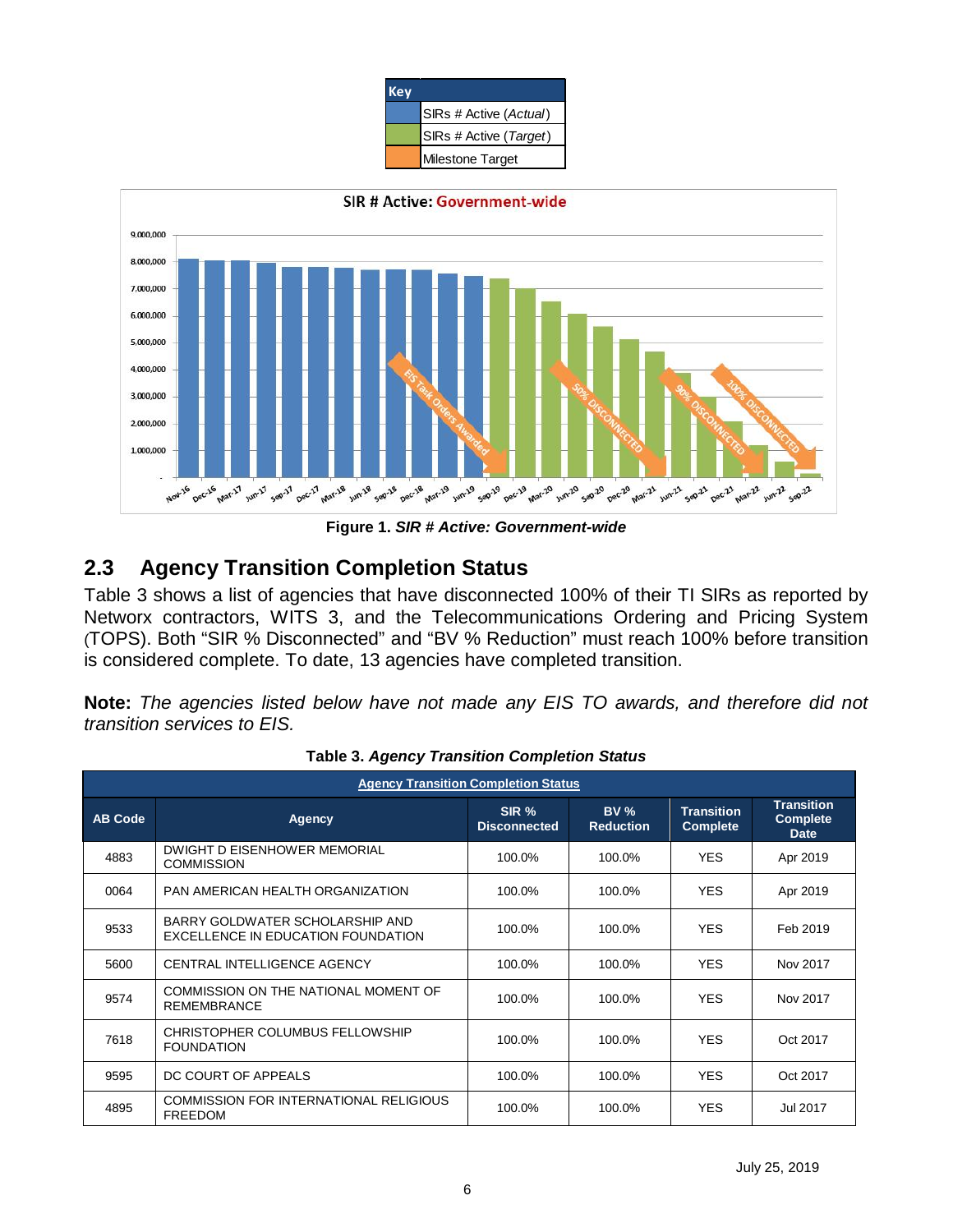| Key | |
|---|---|
| | SIRs # Active (*Actual*) |
| | SIRs # Active (*Target*) |
| | Milestone Target |

**Figure 1.** ***SIR # Active: Government-wide***

## 2.3 Agency Transition Completion Status

Table 3 shows a list of agencies that have disconnected 100% of their TI SIRs as reported by Networx contractors, WITS 3, and the Telecommunications Ordering and Pricing System (TOPS). Both "SIR % Disconnected" and "BV % Reduction" must reach 100% before transition is considered complete. To date, 13 agencies have completed transition.

**Note:** *The agencies listed below have not made any EIS TO awards, and therefore did not transition services to EIS.*

**Table 3.** ***Agency Transition Completion Status***

| Agency Transition Completion Status | | | | | |
|---|---|---|---|---|---|
| **AB Code** | **Agency** | **SIR % Disconnected** | **BV % Reduction** | **Transition Complete** | **Transition Complete Date** |
| 4883 | DWIGHT D EISENHOWER MEMORIAL COMMISSION | 100.0% | 100.0% | YES | Apr 2019 |
| 0064 | PAN AMERICAN HEALTH ORGANIZATION | 100.0% | 100.0% | YES | Apr 2019 |
| 9533 | BARRY GOLDWATER SCHOLARSHIP AND EXCELLENCE IN EDUCATION FOUNDATION | 100.0% | 100.0% | YES | Feb 2019 |
| 5600 | CENTRAL INTELLIGENCE AGENCY | 100.0% | 100.0% | YES | Nov 2017 |
| 9574 | COMMISSION ON THE NATIONAL MOMENT OF REMEMBRANCE | 100.0% | 100.0% | YES | Nov 2017 |
| 7618 | CHRISTOPHER COLUMBUS FELLOWSHIP FOUNDATION | 100.0% | 100.0% | YES | Oct 2017 |
| 9595 | DC COURT OF APPEALS | 100.0% | 100.0% | YES | Oct 2017 |
| 4895 | COMMISSION FOR INTERNATIONAL RELIGIOUS FREEDOM | 100.0% | 100.0% | YES | Jul 2017 |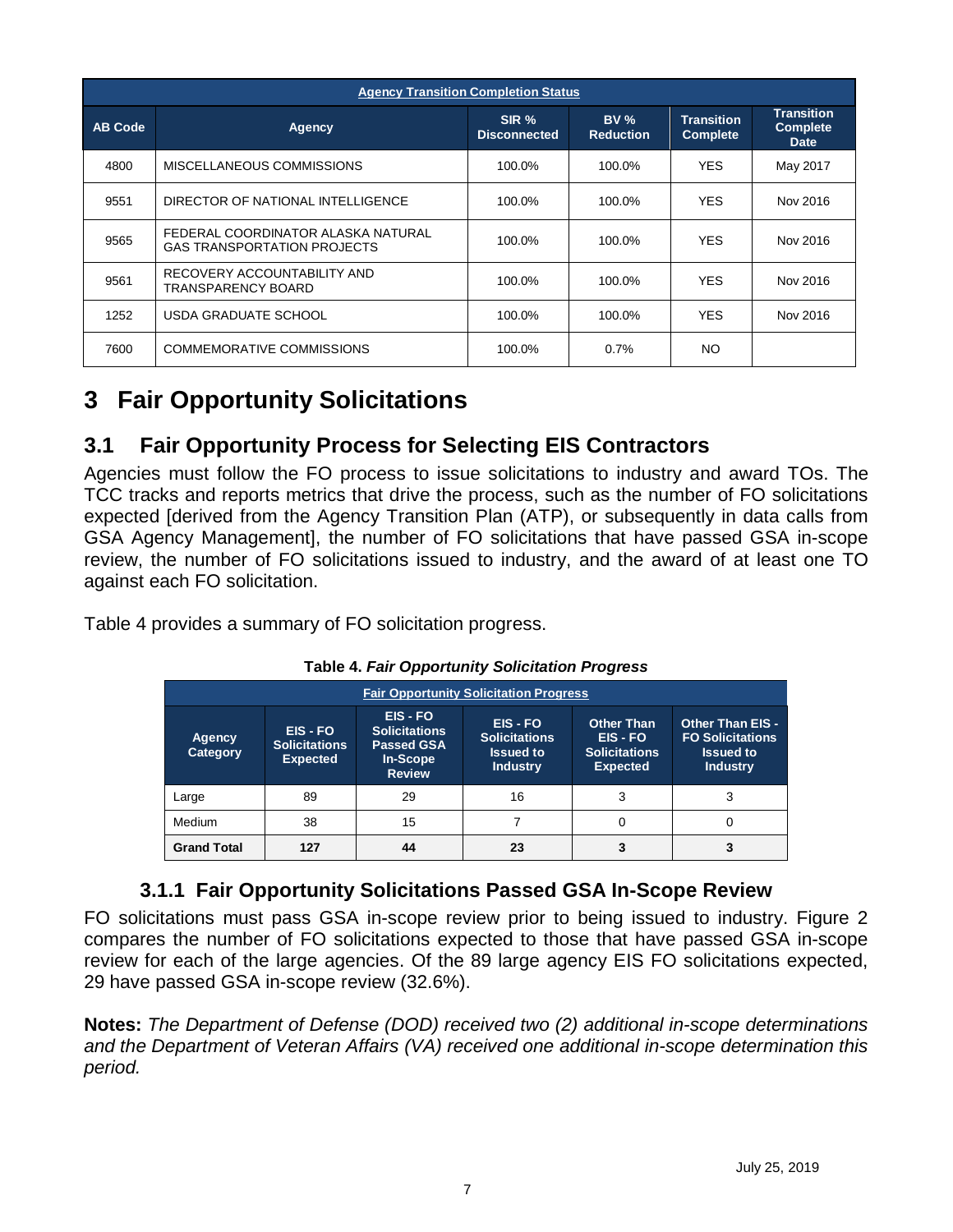| Agency Transition Completion Status | | | | | |
|---|---|---|---|---|---|
| **AB Code** | **Agency** | **SIR % Disconnected** | **BV % Reduction** | **Transition Complete** | **Transition Complete Date** |
| 4800 | MISCELLANEOUS COMMISSIONS | 100.0% | 100.0% | YES | May 2017 |
| 9551 | DIRECTOR OF NATIONAL INTELLIGENCE | 100.0% | 100.0% | YES | Nov 2016 |
| 9565 | FEDERAL COORDINATOR ALASKA NATURAL GAS TRANSPORTATION PROJECTS | 100.0% | 100.0% | YES | Nov 2016 |
| 9561 | RECOVERY ACCOUNTABILITY AND TRANSPARENCY BOARD | 100.0% | 100.0% | YES | Nov 2016 |
| 1252 | USDA GRADUATE SCHOOL | 100.0% | 100.0% | YES | Nov 2016 |
| 7600 | COMMEMORATIVE COMMISSIONS | 100.0% | 0.7% | NO | |

# 3 Fair Opportunity Solicitations

## 3.1 Fair Opportunity Process for Selecting EIS Contractors

Agencies must follow the FO process to issue solicitations to industry and award TOs. The TCC tracks and reports metrics that drive the process, such as the number of FO solicitations expected [derived from the Agency Transition Plan (ATP), or subsequently in data calls from GSA Agency Management], the number of FO solicitations that have passed GSA in-scope review, the number of FO solicitations issued to industry, and the award of at least one TO against each FO solicitation.

Table 4 provides a summary of FO solicitation progress.

**Table 4. *Fair Opportunity Solicitation Progress***

| Fair Opportunity Solicitation Progress | | | | | |
|---|---|---|---|---|---|
| **Agency Category** | **EIS - FO Solicitations Expected** | **EIS - FO Solicitations Passed GSA In-Scope Review** | **EIS - FO Solicitations Issued to Industry** | **Other Than EIS - FO Solicitations Expected** | **Other Than EIS - FO Solicitations Issued to Industry** |
| Large | 89 | 29 | 16 | 3 | 3 |
| Medium | 38 | 15 | 7 | 0 | 0 |
| **Grand Total** | **127** | **44** | **23** | **3** | **3** |

### 3.1.1 Fair Opportunity Solicitations Passed GSA In-Scope Review

FO solicitations must pass GSA in-scope review prior to being issued to industry. Figure 2 compares the number of FO solicitations expected to those that have passed GSA in-scope review for each of the large agencies. Of the 89 large agency EIS FO solicitations expected, 29 have passed GSA in-scope review (32.6%).

**Notes:** *The Department of Defense (DOD) received two (2) additional in-scope determinations and the Department of Veteran Affairs (VA) received one additional in-scope determination this period.*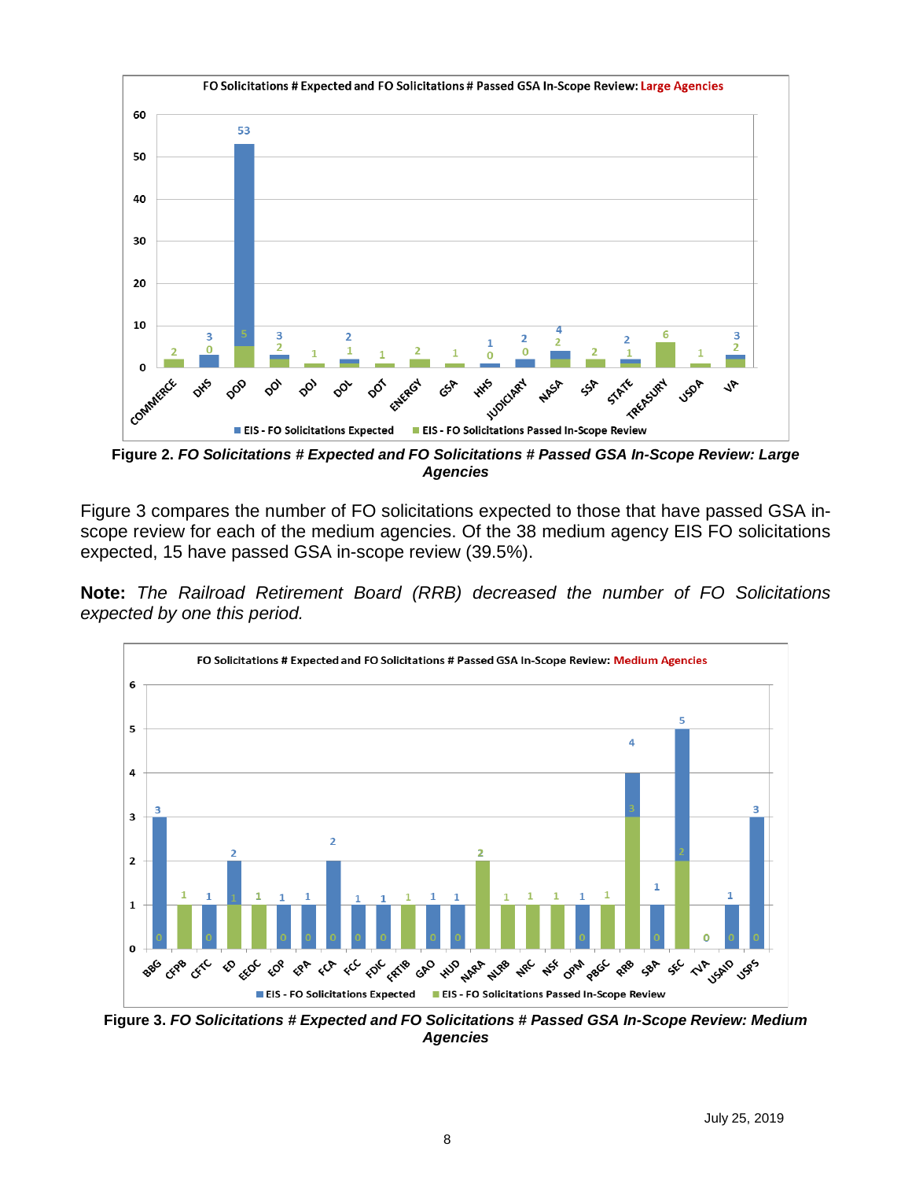**Figure 2.** ***FO Solicitations # Expected and FO Solicitations # Passed GSA In-Scope Review: Large Agencies***

Figure 3 compares the number of FO solicitations expected to those that have passed GSA in-scope review for each of the medium agencies. Of the 38 medium agency EIS FO solicitations expected, 15 have passed GSA in-scope review (39.5%).

**Note:** *The Railroad Retirement Board (RRB) decreased the number of FO Solicitations expected by one this period.*

**Figure 3.** ***FO Solicitations # Expected and FO Solicitations # Passed GSA In-Scope Review: Medium Agencies***

July 25, 2019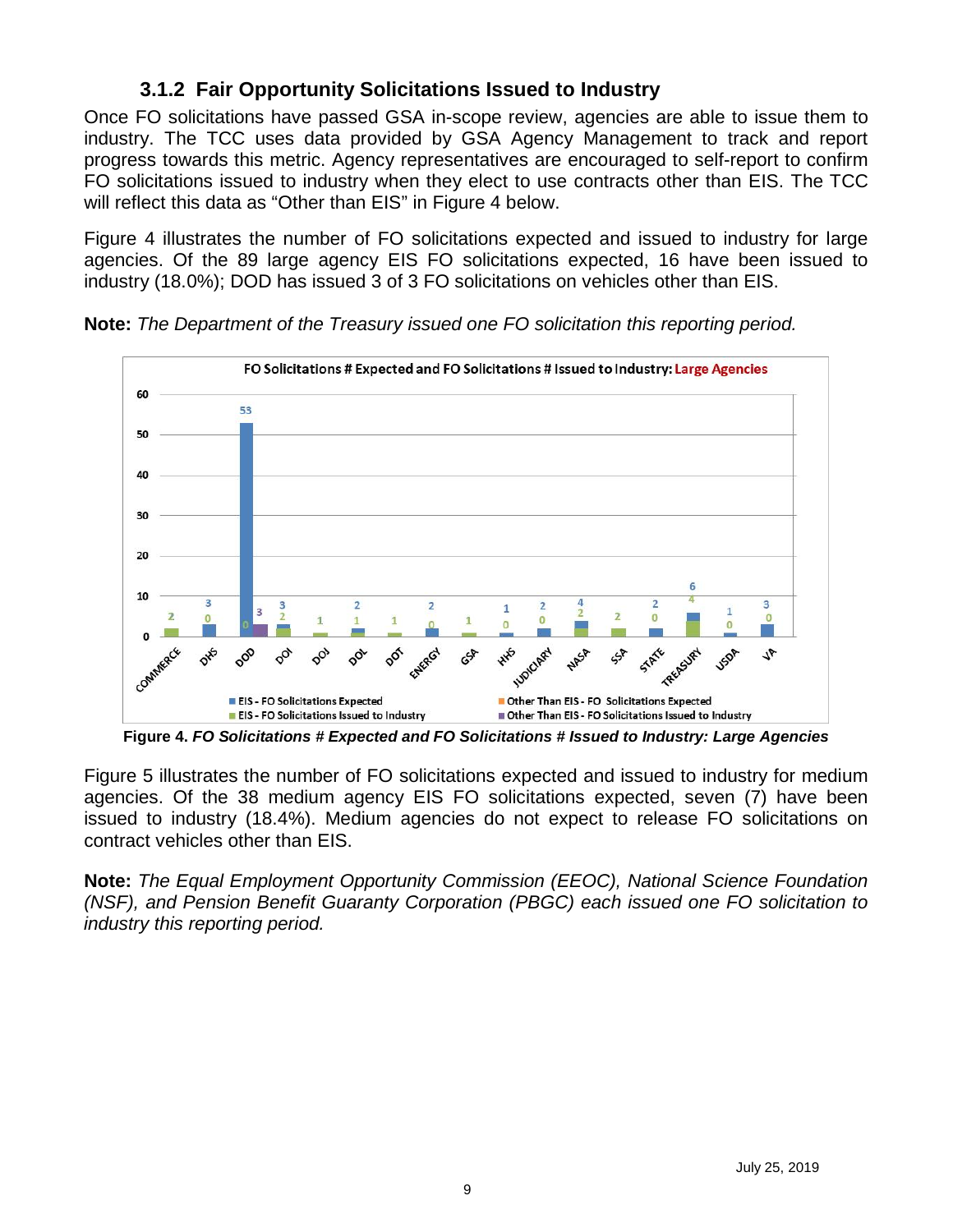### 3.1.2 Fair Opportunity Solicitations Issued to Industry

Once FO solicitations have passed GSA in-scope review, agencies are able to issue them to industry. The TCC uses data provided by GSA Agency Management to track and report progress towards this metric. Agency representatives are encouraged to self-report to confirm FO solicitations issued to industry when they elect to use contracts other than EIS. The TCC will reflect this data as "Other than EIS" in Figure 4 below.

Figure 4 illustrates the number of FO solicitations expected and issued to industry for large agencies. Of the 89 large agency EIS FO solicitations expected, 16 have been issued to industry (18.0%); DOD has issued 3 of 3 FO solicitations on vehicles other than EIS.

**Note:** *The Department of the Treasury issued one FO solicitation this reporting period.*

**Figure 4.** ***FO Solicitations # Expected and FO Solicitations # Issued to Industry: Large Agencies***

Figure 5 illustrates the number of FO solicitations expected and issued to industry for medium agencies. Of the 38 medium agency EIS FO solicitations expected, seven (7) have been issued to industry (18.4%). Medium agencies do not expect to release FO solicitations on contract vehicles other than EIS.

**Note:** *The Equal Employment Opportunity Commission (EEOC), National Science Foundation (NSF), and Pension Benefit Guaranty Corporation (PBGC) each issued one FO solicitation to industry this reporting period.*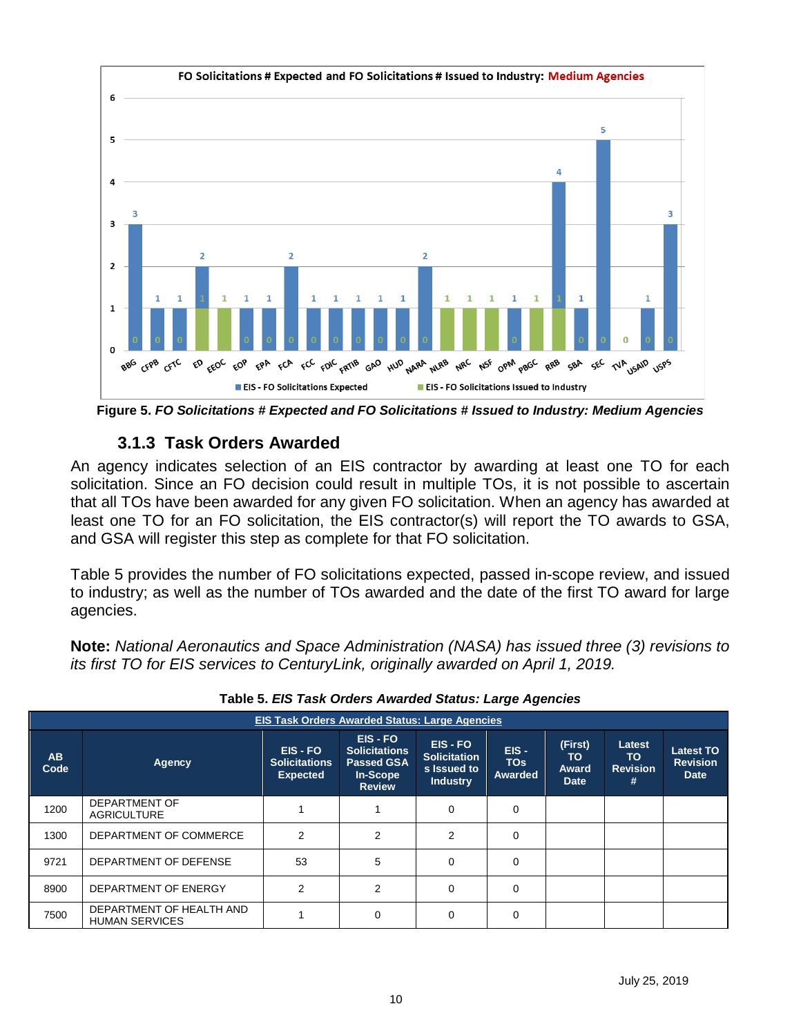**Figure 5.** ***FO Solicitations # Expected and FO Solicitations # Issued to Industry: Medium Agencies***

### 3.1.3 Task Orders Awarded

An agency indicates selection of an EIS contractor by awarding at least one TO for each solicitation. Since an FO decision could result in multiple TOs, it is not possible to ascertain that all TOs have been awarded for any given FO solicitation. When an agency has awarded at least one TO for an FO solicitation, the EIS contractor(s) will report the TO awards to GSA, and GSA will register this step as complete for that FO solicitation.

Table 5 provides the number of FO solicitations expected, passed in-scope review, and issued to industry; as well as the number of TOs awarded and the date of the first TO award for large agencies.

**Note:** *National Aeronautics and Space Administration (NASA) has issued three (3) revisions to its first TO for EIS services to CenturyLink, originally awarded on April 1, 2019.*

**Table 5.** ***EIS Task Orders Awarded Status: Large Agencies***

| AB Code | Agency | EIS - FO Solicitations Expected | EIS - FO Solicitations Passed GSA In-Scope Review | EIS - FO Solicitations Issued to Industry | EIS - TOs Awarded | (First) TO Award Date | Latest TO Revision # | Latest TO Revision Date |
|---|---|---|---|---|---|---|---|---|
| 1200 | DEPARTMENT OF AGRICULTURE | 1 | 1 | 0 | 0 | | | |
| 1300 | DEPARTMENT OF COMMERCE | 2 | 2 | 2 | 0 | | | |
| 9721 | DEPARTMENT OF DEFENSE | 53 | 5 | 0 | 0 | | | |
| 8900 | DEPARTMENT OF ENERGY | 2 | 2 | 0 | 0 | | | |
| 7500 | DEPARTMENT OF HEALTH AND HUMAN SERVICES | 1 | 0 | 0 | 0 | | | |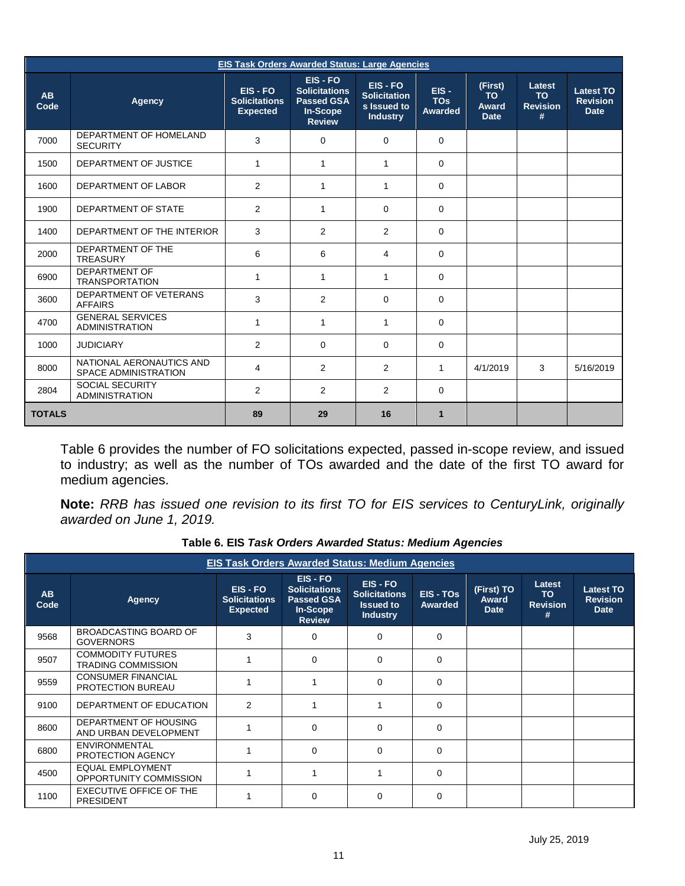| EIS Task Orders Awarded Status: Large Agencies | | | | | | | | |
|---|---|---|---|---|---|---|---|---|
| **AB Code** | **Agency** | **EIS - FO Solicitations Expected** | **EIS - FO Solicitations Passed GSA In-Scope Review** | **EIS - FO Solicitations Issued to Industry** | **EIS - TOs Awarded** | **(First) TO Award Date** | **Latest TO Revision #** | **Latest TO Revision Date** |
| 7000 | DEPARTMENT OF HOMELAND SECURITY | 3 | 0 | 0 | 0 | | | |
| 1500 | DEPARTMENT OF JUSTICE | 1 | 1 | 1 | 0 | | | |
| 1600 | DEPARTMENT OF LABOR | 2 | 1 | 1 | 0 | | | |
| 1900 | DEPARTMENT OF STATE | 2 | 1 | 0 | 0 | | | |
| 1400 | DEPARTMENT OF THE INTERIOR | 3 | 2 | 2 | 0 | | | |
| 2000 | DEPARTMENT OF THE TREASURY | 6 | 6 | 4 | 0 | | | |
| 6900 | DEPARTMENT OF TRANSPORTATION | 1 | 1 | 1 | 0 | | | |
| 3600 | DEPARTMENT OF VETERANS AFFAIRS | 3 | 2 | 0 | 0 | | | |
| 4700 | GENERAL SERVICES ADMINISTRATION | 1 | 1 | 1 | 0 | | | |
| 1000 | JUDICIARY | 2 | 0 | 0 | 0 | | | |
| 8000 | NATIONAL AERONAUTICS AND SPACE ADMINISTRATION | 4 | 2 | 2 | 1 | 4/1/2019 | 3 | 5/16/2019 |
| 2804 | SOCIAL SECURITY ADMINISTRATION | 2 | 2 | 2 | 0 | | | |
| **TOTALS** | | **89** | **29** | **16** | **1** | | | |

Table 6 provides the number of FO solicitations expected, passed in-scope review, and issued to industry; as well as the number of TOs awarded and the date of the first TO award for medium agencies.

**Note:** *RRB has issued one revision to its first TO for EIS services to CenturyLink, originally awarded on June 1, 2019.*

**Table 6. EIS *Task Orders Awarded Status: Medium Agencies***

| EIS Task Orders Awarded Status: Medium Agencies | | | | | | | | |
|---|---|---|---|---|---|---|---|---|
| **AB Code** | **Agency** | **EIS - FO Solicitations Expected** | **EIS - FO Solicitations Passed GSA In-Scope Review** | **EIS - FO Solicitations Issued to Industry** | **EIS - TOs Awarded** | **(First) TO Award Date** | **Latest TO Revision #** | **Latest TO Revision Date** |
| 9568 | BROADCASTING BOARD OF GOVERNORS | 3 | 0 | 0 | 0 | | | |
| 9507 | COMMODITY FUTURES TRADING COMMISSION | 1 | 0 | 0 | 0 | | | |
| 9559 | CONSUMER FINANCIAL PROTECTION BUREAU | 1 | 1 | 0 | 0 | | | |
| 9100 | DEPARTMENT OF EDUCATION | 2 | 1 | 1 | 0 | | | |
| 8600 | DEPARTMENT OF HOUSING AND URBAN DEVELOPMENT | 1 | 0 | 0 | 0 | | | |
| 6800 | ENVIRONMENTAL PROTECTION AGENCY | 1 | 0 | 0 | 0 | | | |
| 4500 | EQUAL EMPLOYMENT OPPORTUNITY COMMISSION | 1 | 1 | 1 | 0 | | | |
| 1100 | EXECUTIVE OFFICE OF THE PRESIDENT | 1 | 0 | 0 | 0 | | | |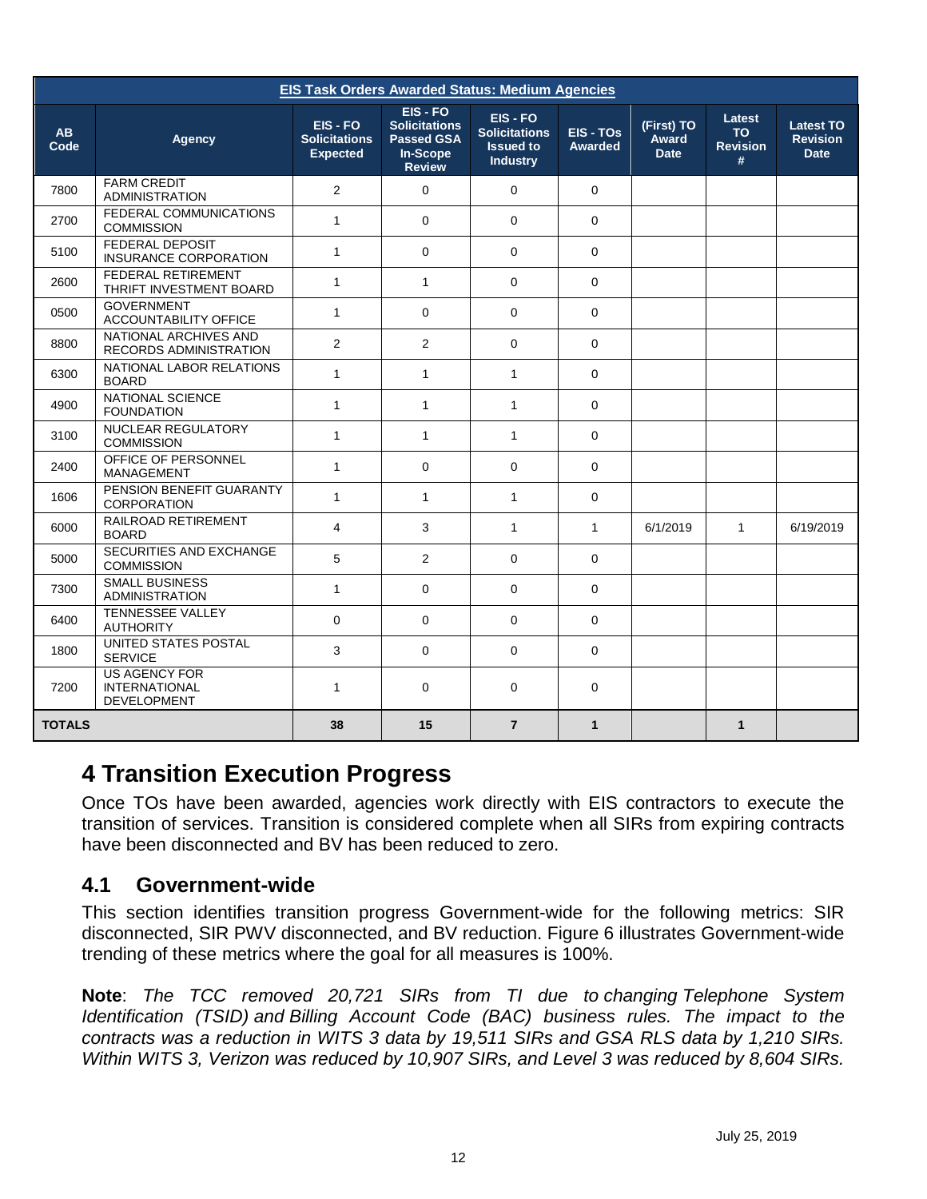| EIS Task Orders Awarded Status: Medium Agencies | | | | | | | | |
|---|---|---|---|---|---|---|---|---|
| **AB Code** | **Agency** | **EIS - FO Solicitations Expected** | **EIS - FO Solicitations Passed GSA In-Scope Review** | **EIS - FO Solicitations Issued to Industry** | **EIS - TOs Awarded** | **(First) TO Award Date** | **Latest TO Revision #** | **Latest TO Revision Date** |
| 7800 | FARM CREDIT ADMINISTRATION | 2 | 0 | 0 | 0 | | | |
| 2700 | FEDERAL COMMUNICATIONS COMMISSION | 1 | 0 | 0 | 0 | | | |
| 5100 | FEDERAL DEPOSIT INSURANCE CORPORATION | 1 | 0 | 0 | 0 | | | |
| 2600 | FEDERAL RETIREMENT THRIFT INVESTMENT BOARD | 1 | 1 | 0 | 0 | | | |
| 0500 | GOVERNMENT ACCOUNTABILITY OFFICE | 1 | 0 | 0 | 0 | | | |
| 8800 | NATIONAL ARCHIVES AND RECORDS ADMINISTRATION | 2 | 2 | 0 | 0 | | | |
| 6300 | NATIONAL LABOR RELATIONS BOARD | 1 | 1 | 1 | 0 | | | |
| 4900 | NATIONAL SCIENCE FOUNDATION | 1 | 1 | 1 | 0 | | | |
| 3100 | NUCLEAR REGULATORY COMMISSION | 1 | 1 | 1 | 0 | | | |
| 2400 | OFFICE OF PERSONNEL MANAGEMENT | 1 | 0 | 0 | 0 | | | |
| 1606 | PENSION BENEFIT GUARANTY CORPORATION | 1 | 1 | 1 | 0 | | | |
| 6000 | RAILROAD RETIREMENT BOARD | 4 | 3 | 1 | 1 | 6/1/2019 | 1 | 6/19/2019 |
| 5000 | SECURITIES AND EXCHANGE COMMISSION | 5 | 2 | 0 | 0 | | | |
| 7300 | SMALL BUSINESS ADMINISTRATION | 1 | 0 | 0 | 0 | | | |
| 6400 | TENNESSEE VALLEY AUTHORITY | 0 | 0 | 0 | 0 | | | |
| 1800 | UNITED STATES POSTAL SERVICE | 3 | 0 | 0 | 0 | | | |
| 7200 | US AGENCY FOR INTERNATIONAL DEVELOPMENT | 1 | 0 | 0 | 0 | | | |
| **TOTALS** | | **38** | **15** | **7** | **1** | | **1** | |

# 4 Transition Execution Progress

Once TOs have been awarded, agencies work directly with EIS contractors to execute the transition of services. Transition is considered complete when all SIRs from expiring contracts have been disconnected and BV has been reduced to zero.

## 4.1 Government-wide

This section identifies transition progress Government-wide for the following metrics: SIR disconnected, SIR PWV disconnected, and BV reduction. Figure 6 illustrates Government-wide trending of these metrics where the goal for all measures is 100%.

**Note**: *The TCC removed 20,721 SIRs from TI due to changing Telephone System Identification (TSID) and Billing Account Code (BAC) business rules. The impact to the contracts was a reduction in WITS 3 data by 19,511 SIRs and GSA RLS data by 1,210 SIRs. Within WITS 3, Verizon was reduced by 10,907 SIRs, and Level 3 was reduced by 8,604 SIRs.*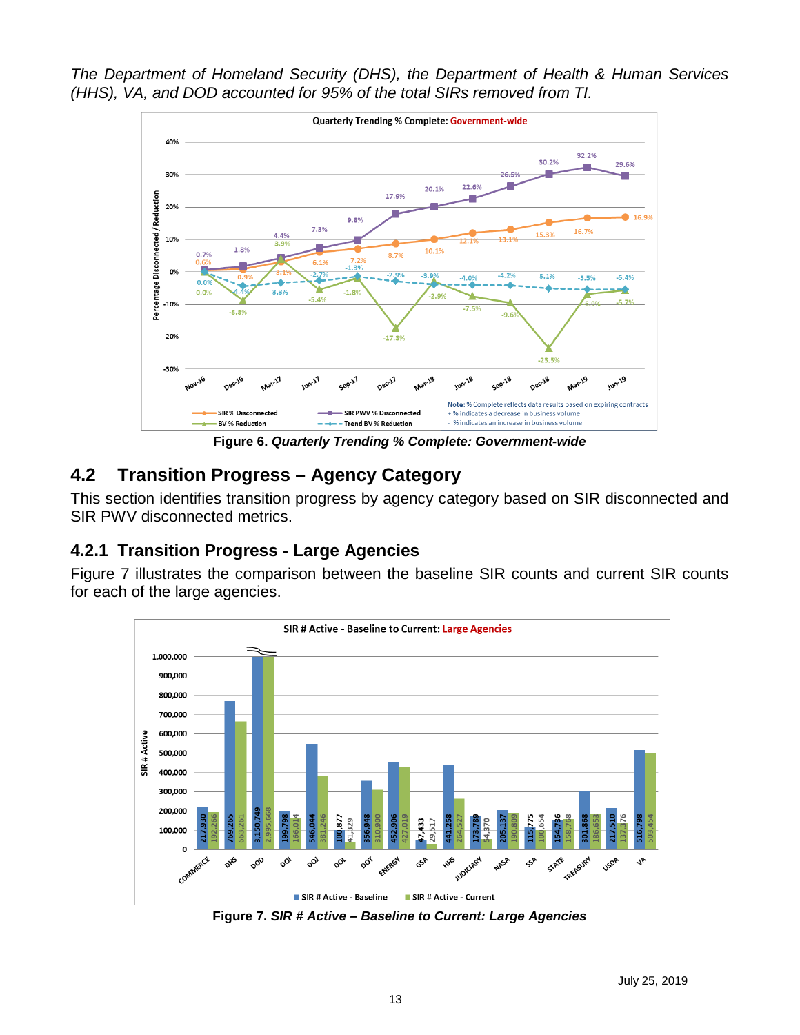*The Department of Homeland Security (DHS), the Department of Health & Human Services (HHS), VA, and DOD accounted for 95% of the total SIRs removed from TI.*

**Figure 6.** ***Quarterly Trending % Complete: Government-wide***

## 4.2 Transition Progress – Agency Category

This section identifies transition progress by agency category based on SIR disconnected and SIR PWV disconnected metrics.

### 4.2.1 Transition Progress - Large Agencies

Figure 7 illustrates the comparison between the baseline SIR counts and current SIR counts for each of the large agencies.

**Figure 7.** ***SIR # Active – Baseline to Current: Large Agencies***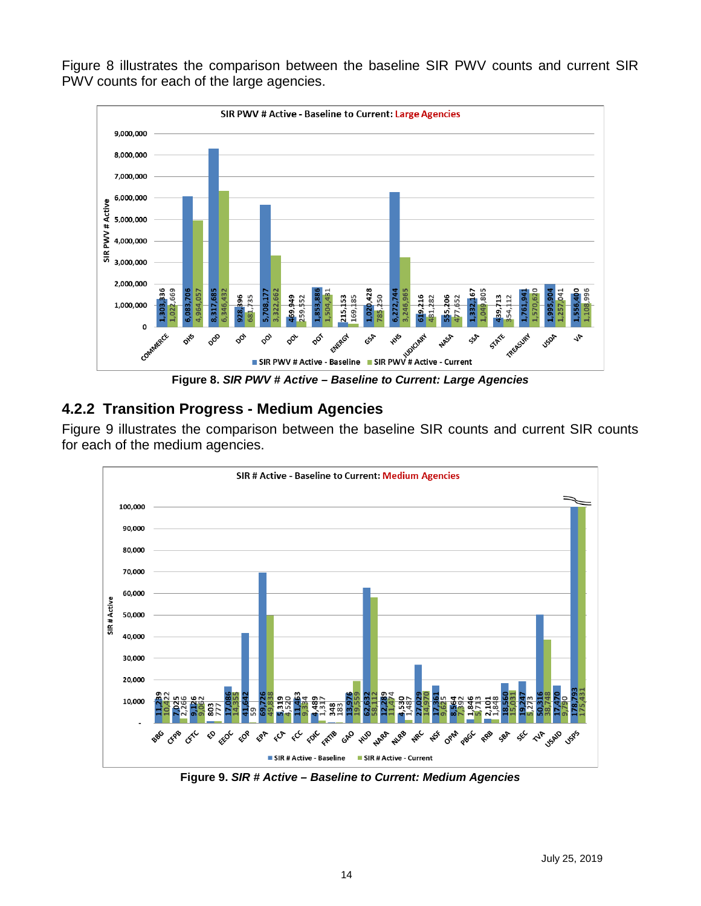Figure 8 illustrates the comparison between the baseline SIR PWV counts and current SIR PWV counts for each of the large agencies.

**Figure 8.** ***SIR PWV # Active – Baseline to Current: Large Agencies***

## 4.2.2 Transition Progress - Medium Agencies

Figure 9 illustrates the comparison between the baseline SIR counts and current SIR counts for each of the medium agencies.

**Figure 9.** ***SIR # Active – Baseline to Current: Medium Agencies***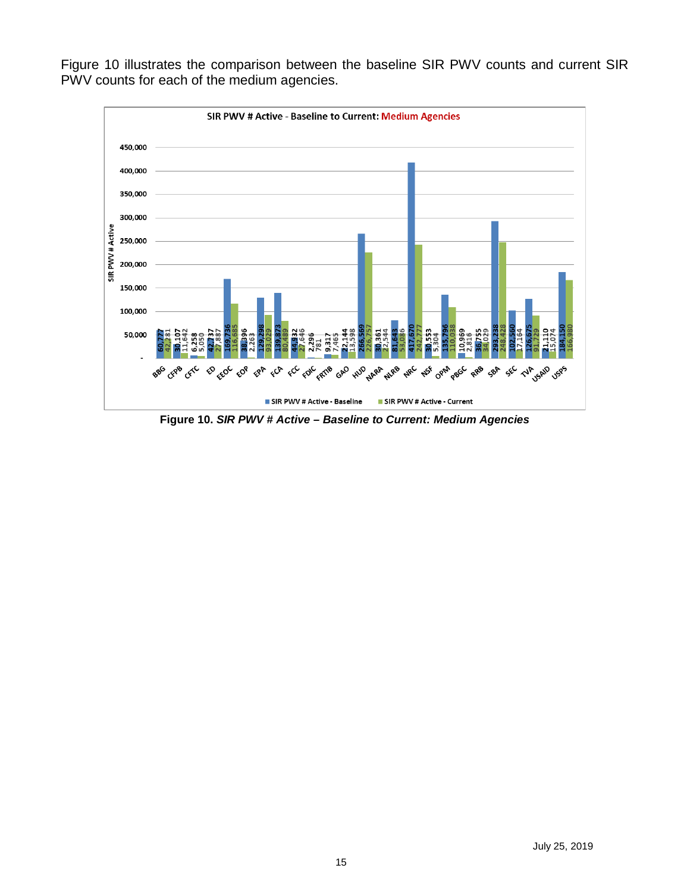Figure 10 illustrates the comparison between the baseline SIR PWV counts and current SIR PWV counts for each of the medium agencies.

**SIR PWV # Active - Baseline to Current: Medium Agencies**

| Agency | SIR PWV # Active - Baseline | SIR PWV # Active - Current |
|---|---|---|
| BBG | 60,777 | 42,281 |
| CFPB | 30,107 | 11,642 |
| CFTC | 6,258 | 5,050 |
| ED | 42,737 | 27,887 |
| EEOC | 169,736 | 116,685 |
| EOP | 38,396 | 2,263 |
| EPA | 129,298 | 93,029 |
| FCA | 139,873 | 80,489 |
| FCC | 44,932 | 27,646 |
| FDIC | 2,296 | 781 |
| FRTIB | 9,317 | 7,465 |
| GAO | 22,144 | 13,598 |
| HUD | 266,569 | 226,757 |
| NARA | 30,361 | 22,544 |
| NLRB | 81,643 | 53,086 |
| NRC | 417,670 | 242,777 |
| NSF | 30,553 | 5,304 |
| OPM | 135,796 | 110,038 |
| PBGC | 10,969 | 2,816 |
| RRB | 36,755 | 34,029 |
| SBA | 293,238 | 248,428 |
| SEC | 102,560 | 17,164 |
| TVA | 126,675 | 91,729 |
| USAID | 21,110 | 15,074 |
| USPS | 184,150 | 166,980 |

**Figure 10.** ***SIR PWV # Active – Baseline to Current: Medium Agencies***

July 25, 2019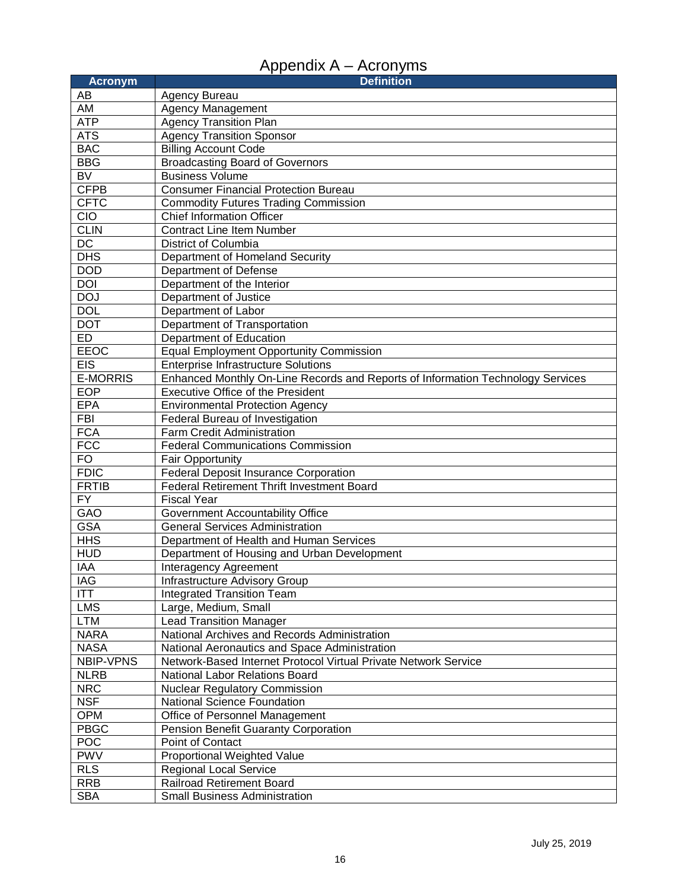# Appendix A – Acronyms

| Acronym | Definition |
|---|---|
| AB | Agency Bureau |
| AM | Agency Management |
| ATP | Agency Transition Plan |
| ATS | Agency Transition Sponsor |
| BAC | Billing Account Code |
| BBG | Broadcasting Board of Governors |
| BV | Business Volume |
| CFPB | Consumer Financial Protection Bureau |
| CFTC | Commodity Futures Trading Commission |
| CIO | Chief Information Officer |
| CLIN | Contract Line Item Number |
| DC | District of Columbia |
| DHS | Department of Homeland Security |
| DOD | Department of Defense |
| DOI | Department of the Interior |
| DOJ | Department of Justice |
| DOL | Department of Labor |
| DOT | Department of Transportation |
| ED | Department of Education |
| EEOC | Equal Employment Opportunity Commission |
| EIS | Enterprise Infrastructure Solutions |
| E-MORRIS | Enhanced Monthly On-Line Records and Reports of Information Technology Services |
| EOP | Executive Office of the President |
| EPA | Environmental Protection Agency |
| FBI | Federal Bureau of Investigation |
| FCA | Farm Credit Administration |
| FCC | Federal Communications Commission |
| FO | Fair Opportunity |
| FDIC | Federal Deposit Insurance Corporation |
| FRTIB | Federal Retirement Thrift Investment Board |
| FY | Fiscal Year |
| GAO | Government Accountability Office |
| GSA | General Services Administration |
| HHS | Department of Health and Human Services |
| HUD | Department of Housing and Urban Development |
| IAA | Interagency Agreement |
| IAG | Infrastructure Advisory Group |
| ITT | Integrated Transition Team |
| LMS | Large, Medium, Small |
| LTM | Lead Transition Manager |
| NARA | National Archives and Records Administration |
| NASA | National Aeronautics and Space Administration |
| NBIP-VPNS | Network-Based Internet Protocol Virtual Private Network Service |
| NLRB | National Labor Relations Board |
| NRC | Nuclear Regulatory Commission |
| NSF | National Science Foundation |
| OPM | Office of Personnel Management |
| PBGC | Pension Benefit Guaranty Corporation |
| POC | Point of Contact |
| PWV | Proportional Weighted Value |
| RLS | Regional Local Service |
| RRB | Railroad Retirement Board |
| SBA | Small Business Administration |

July 25, 2019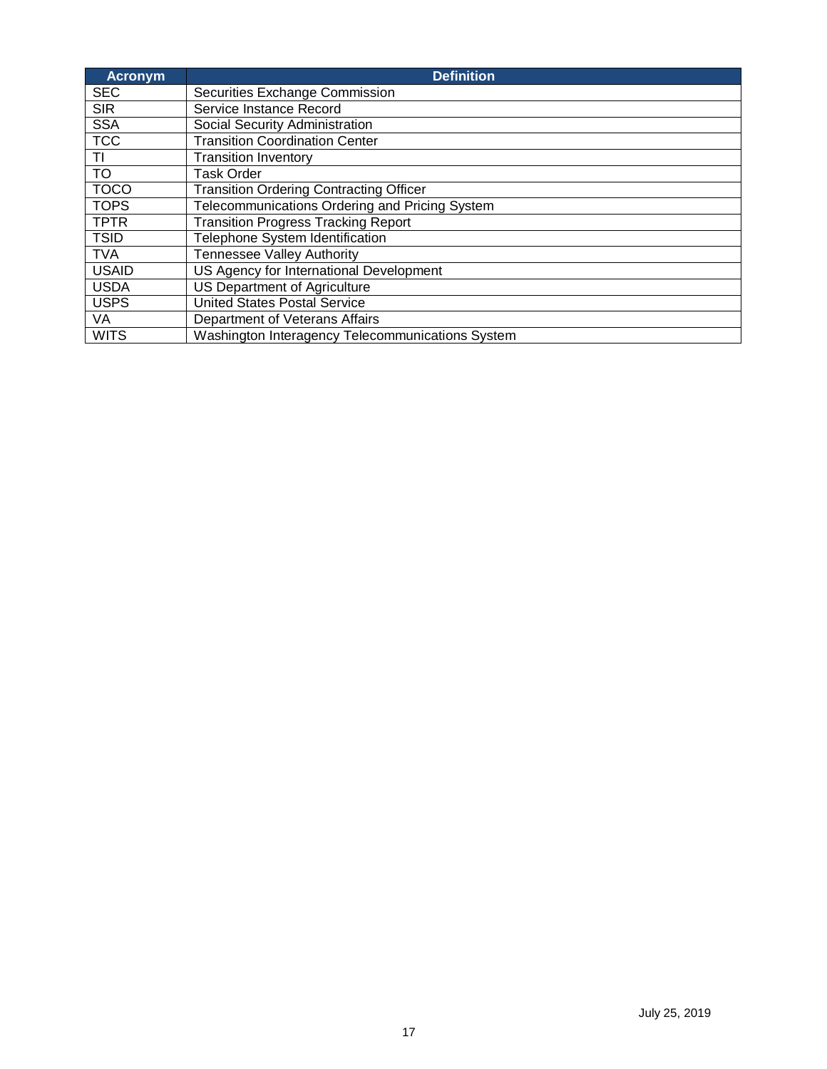| Acronym | Definition |
| --- | --- |
| SEC | Securities Exchange Commission |
| SIR | Service Instance Record |
| SSA | Social Security Administration |
| TCC | Transition Coordination Center |
| TI | Transition Inventory |
| TO | Task Order |
| TOCO | Transition Ordering Contracting Officer |
| TOPS | Telecommunications Ordering and Pricing System |
| TPTR | Transition Progress Tracking Report |
| TSID | Telephone System Identification |
| TVA | Tennessee Valley Authority |
| USAID | US Agency for International Development |
| USDA | US Department of Agriculture |
| USPS | United States Postal Service |
| VA | Department of Veterans Affairs |
| WITS | Washington Interagency Telecommunications System |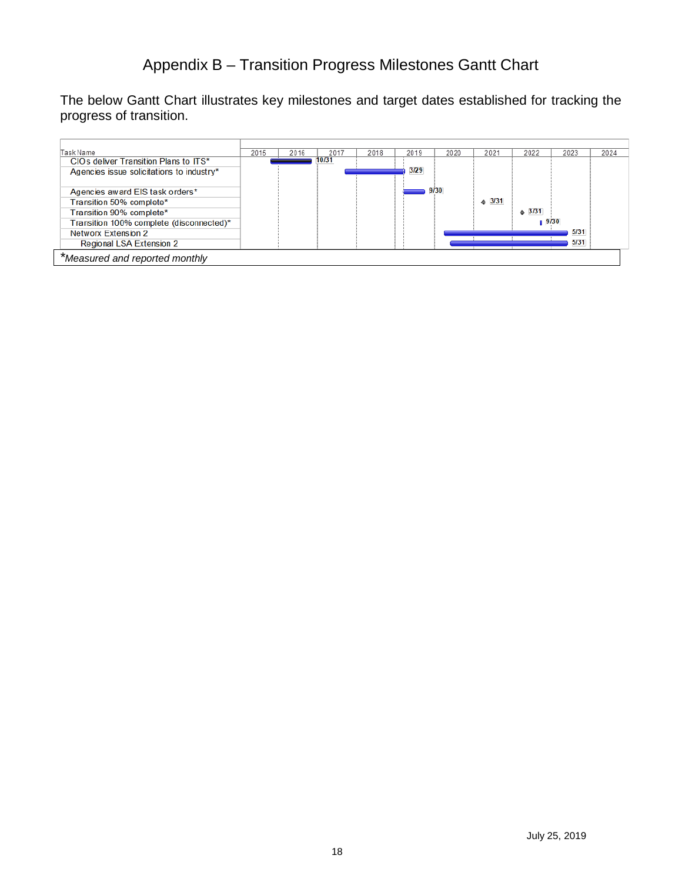# Appendix B – Transition Progress Milestones Gantt Chart

The below Gantt Chart illustrates key milestones and target dates established for tracking the progress of transition.

| Task Name | 2015 | 2016 | 2017 | 2018 | 2019 | 2020 | 2021 | 2022 | 2023 | 2024 |
|---|---|---|---|---|---|---|---|---|---|---|
| CIOs deliver Transition Plans to ITS* | | | 10/31 | | | | | | | |
| Agencies issue solicitations to industry* | | | | | 3/29 | | | | | |
| Agencies award EIS task orders* | | | | | | 9/30 | | | | |
| Transition 50% complete* | | | | | | | 3/31 | | | |
| Transition 90% complete* | | | | | | | | 3/31 | | |
| Transition 100% complete (disconnected)* | | | | | | | | | 9/30 | |
| Networx Extension 2 | | | | | | | | | 5/31 | |
| Regional LSA Extension 2 | | | | | | | | | 5/31 | |

*Measured and reported monthly*

July 25, 2019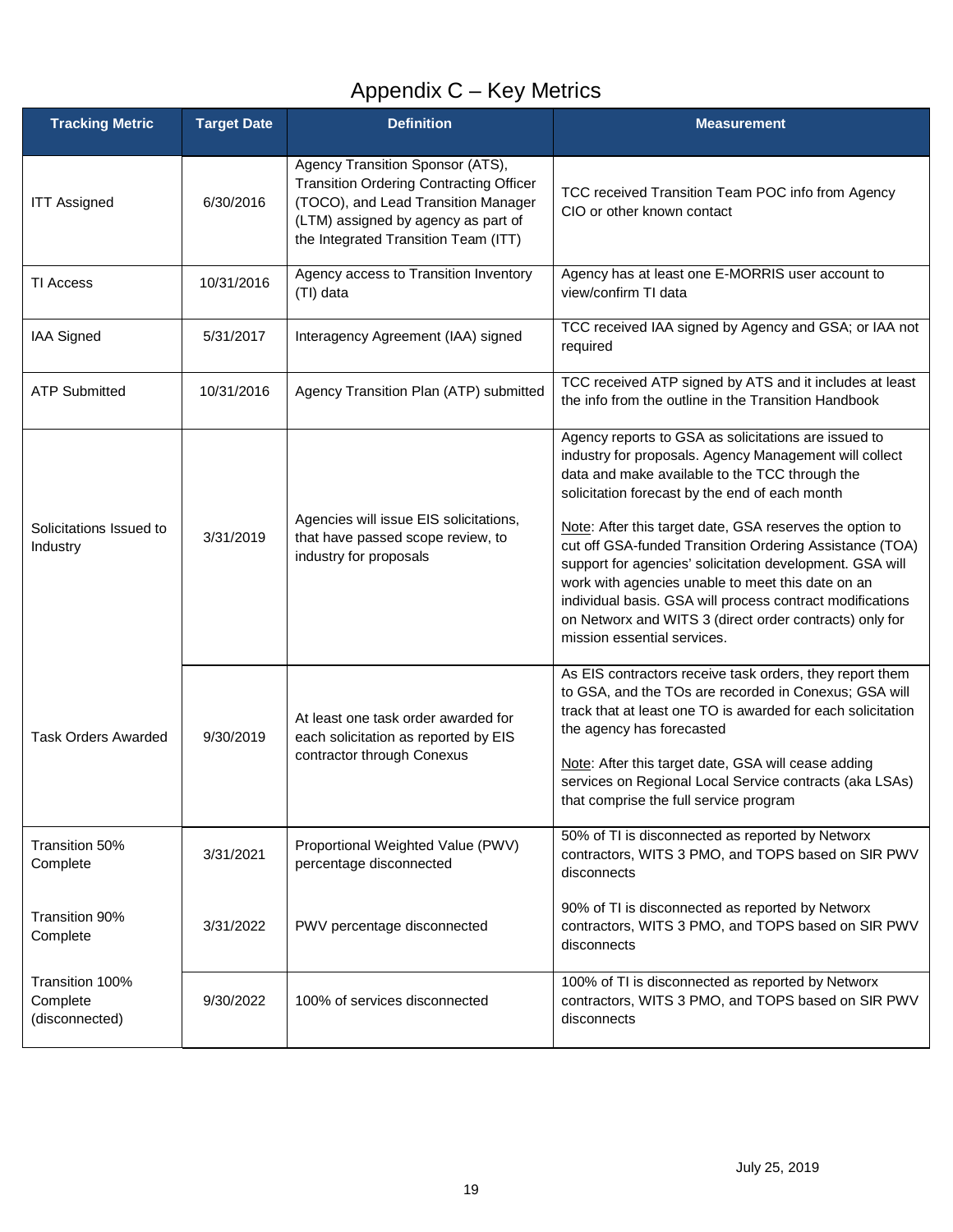# Appendix C – Key Metrics

| Tracking Metric | Target Date | Definition | Measurement |
|---|---|---|---|
| ITT Assigned | 6/30/2016 | Agency Transition Sponsor (ATS), Transition Ordering Contracting Officer (TOCO), and Lead Transition Manager (LTM) assigned by agency as part of the Integrated Transition Team (ITT) | TCC received Transition Team POC info from Agency CIO or other known contact |
| TI Access | 10/31/2016 | Agency access to Transition Inventory (TI) data | Agency has at least one E-MORRIS user account to view/confirm TI data |
| IAA Signed | 5/31/2017 | Interagency Agreement (IAA) signed | TCC received IAA signed by Agency and GSA; or IAA not required |
| ATP Submitted | 10/31/2016 | Agency Transition Plan (ATP) submitted | TCC received ATP signed by ATS and it includes at least the info from the outline in the Transition Handbook |
| Solicitations Issued to Industry | 3/31/2019 | Agencies will issue EIS solicitations, that have passed scope review, to industry for proposals | Agency reports to GSA as solicitations are issued to industry for proposals. Agency Management will collect data and make available to the TCC through the solicitation forecast by the end of each month<br><br>Note: After this target date, GSA reserves the option to cut off GSA-funded Transition Ordering Assistance (TOA) support for agencies' solicitation development. GSA will work with agencies unable to meet this date on an individual basis. GSA will process contract modifications on Networx and WITS 3 (direct order contracts) only for mission essential services. |
| Task Orders Awarded | 9/30/2019 | At least one task order awarded for each solicitation as reported by EIS contractor through Conexus | As EIS contractors receive task orders, they report them to GSA, and the TOs are recorded in Conexus; GSA will track that at least one TO is awarded for each solicitation the agency has forecasted<br><br>Note: After this target date, GSA will cease adding services on Regional Local Service contracts (aka LSAs) that comprise the full service program |
| Transition 50% Complete | 3/31/2021 | Proportional Weighted Value (PWV) percentage disconnected | 50% of TI is disconnected as reported by Networx contractors, WITS 3 PMO, and TOPS based on SIR PWV disconnects |
| Transition 90% Complete | 3/31/2022 | PWV percentage disconnected | 90% of TI is disconnected as reported by Networx contractors, WITS 3 PMO, and TOPS based on SIR PWV disconnects |
| Transition 100% Complete (disconnected) | 9/30/2022 | 100% of services disconnected | 100% of TI is disconnected as reported by Networx contractors, WITS 3 PMO, and TOPS based on SIR PWV disconnects |

July 25, 2019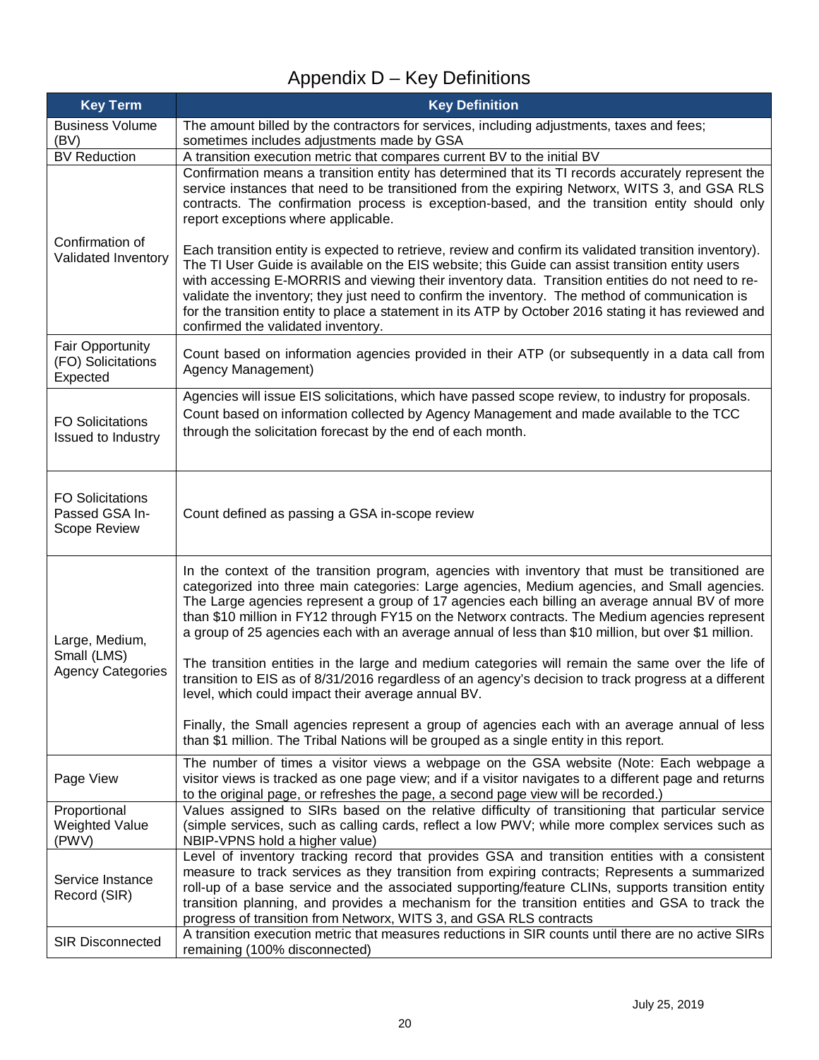# Appendix D – Key Definitions

| Key Term | Key Definition |
|---|---|
| Business Volume (BV) | The amount billed by the contractors for services, including adjustments, taxes and fees; sometimes includes adjustments made by GSA |
| BV Reduction | A transition execution metric that compares current BV to the initial BV |
| Confirmation of Validated Inventory | Confirmation means a transition entity has determined that its TI records accurately represent the service instances that need to be transitioned from the expiring Networx, WITS 3, and GSA RLS contracts. The confirmation process is exception-based, and the transition entity should only report exceptions where applicable.<br><br>Each transition entity is expected to retrieve, review and confirm its validated transition inventory). The TI User Guide is available on the EIS website; this Guide can assist transition entity users with accessing E-MORRIS and viewing their inventory data. Transition entities do not need to re-validate the inventory; they just need to confirm the inventory. The method of communication is for the transition entity to place a statement in its ATP by October 2016 stating it has reviewed and confirmed the validated inventory. |
| Fair Opportunity (FO) Solicitations Expected | Count based on information agencies provided in their ATP (or subsequently in a data call from Agency Management) |
| FO Solicitations Issued to Industry | Agencies will issue EIS solicitations, which have passed scope review, to industry for proposals. Count based on information collected by Agency Management and made available to the TCC through the solicitation forecast by the end of each month. |
| FO Solicitations Passed GSA In-Scope Review | Count defined as passing a GSA in-scope review |
| Large, Medium, Small (LMS) Agency Categories | In the context of the transition program, agencies with inventory that must be transitioned are categorized into three main categories: Large agencies, Medium agencies, and Small agencies. The Large agencies represent a group of 17 agencies each billing an average annual BV of more than $10 million in FY12 through FY15 on the Networx contracts. The Medium agencies represent a group of 25 agencies each with an average annual of less than $10 million, but over $1 million.<br><br>The transition entities in the large and medium categories will remain the same over the life of transition to EIS as of 8/31/2016 regardless of an agency's decision to track progress at a different level, which could impact their average annual BV.<br><br>Finally, the Small agencies represent a group of agencies each with an average annual of less than $1 million. The Tribal Nations will be grouped as a single entity in this report. |
| Page View | The number of times a visitor views a webpage on the GSA website (Note: Each webpage a visitor views is tracked as one page view; and if a visitor navigates to a different page and returns to the original page, or refreshes the page, a second page view will be recorded.) |
| Proportional Weighted Value (PWV) | Values assigned to SIRs based on the relative difficulty of transitioning that particular service (simple services, such as calling cards, reflect a low PWV; while more complex services such as NBIP-VPNS hold a higher value) |
| Service Instance Record (SIR) | Level of inventory tracking record that provides GSA and transition entities with a consistent measure to track services as they transition from expiring contracts; Represents a summarized roll-up of a base service and the associated supporting/feature CLINs, supports transition entity transition planning, and provides a mechanism for the transition entities and GSA to track the progress of transition from Networx, WITS 3, and GSA RLS contracts |
| SIR Disconnected | A transition execution metric that measures reductions in SIR counts until there are no active SIRs remaining (100% disconnected) |

July 25, 2019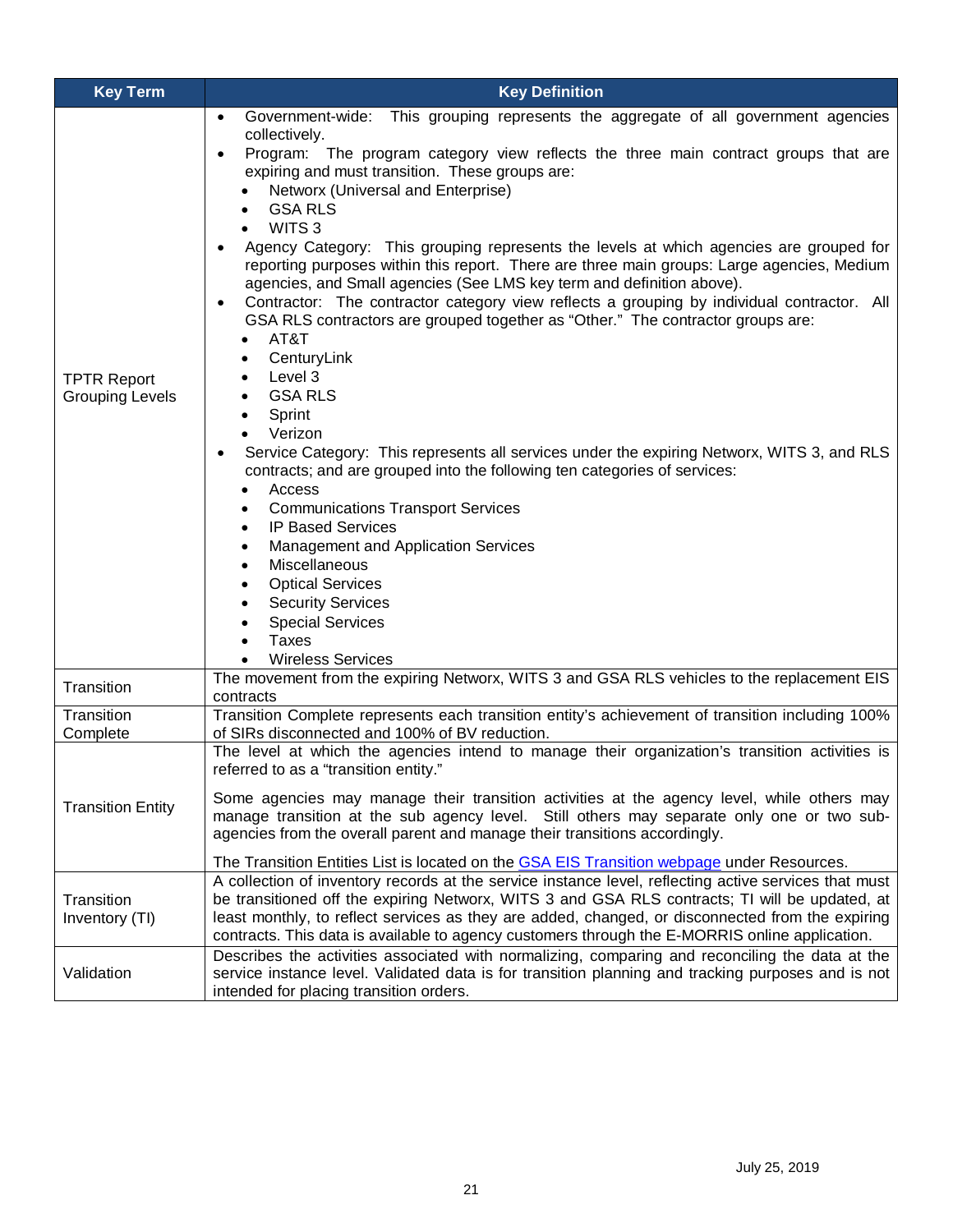| Key Term | Key Definition |
| --- | --- |
| TPTR Report Grouping Levels | • Government-wide: This grouping represents the aggregate of all government agencies collectively.<br>• Program: The program category view reflects the three main contract groups that are expiring and must transition. These groups are:<br>  ◦ Networx (Universal and Enterprise)<br>  ◦ GSA RLS<br>  ◦ WITS 3<br>• Agency Category: This grouping represents the levels at which agencies are grouped for reporting purposes within this report. There are three main groups: Large agencies, Medium agencies, and Small agencies (See LMS key term and definition above).<br>• Contractor: The contractor category view reflects a grouping by individual contractor. All GSA RLS contractors are grouped together as "Other." The contractor groups are:<br>  ◦ AT&T<br>  ◦ CenturyLink<br>  ◦ Level 3<br>  ◦ GSA RLS<br>  ◦ Sprint<br>  ◦ Verizon<br>• Service Category: This represents all services under the expiring Networx, WITS 3, and RLS contracts; and are grouped into the following ten categories of services:<br>  ◦ Access<br>  ◦ Communications Transport Services<br>  ◦ IP Based Services<br>  ◦ Management and Application Services<br>  ◦ Miscellaneous<br>  ◦ Optical Services<br>  ◦ Security Services<br>  ◦ Special Services<br>  ◦ Taxes<br>  ◦ Wireless Services |
| Transition | The movement from the expiring Networx, WITS 3 and GSA RLS vehicles to the replacement EIS contracts |
| Transition Complete | Transition Complete represents each transition entity's achievement of transition including 100% of SIRs disconnected and 100% of BV reduction. |
| Transition Entity | The level at which the agencies intend to manage their organization's transition activities is referred to as a "transition entity."<br><br>Some agencies may manage their transition activities at the agency level, while others may manage transition at the sub agency level. Still others may separate only one or two sub-agencies from the overall parent and manage their transitions accordingly.<br><br>The Transition Entities List is located on the GSA EIS Transition webpage under Resources. |
| Transition Inventory (TI) | A collection of inventory records at the service instance level, reflecting active services that must be transitioned off the expiring Networx, WITS 3 and GSA RLS contracts; TI will be updated, at least monthly, to reflect services as they are added, changed, or disconnected from the expiring contracts. This data is available to agency customers through the E-MORRIS online application. |
| Validation | Describes the activities associated with normalizing, comparing and reconciling the data at the service instance level. Validated data is for transition planning and tracking purposes and is not intended for placing transition orders. |

July 25, 2019